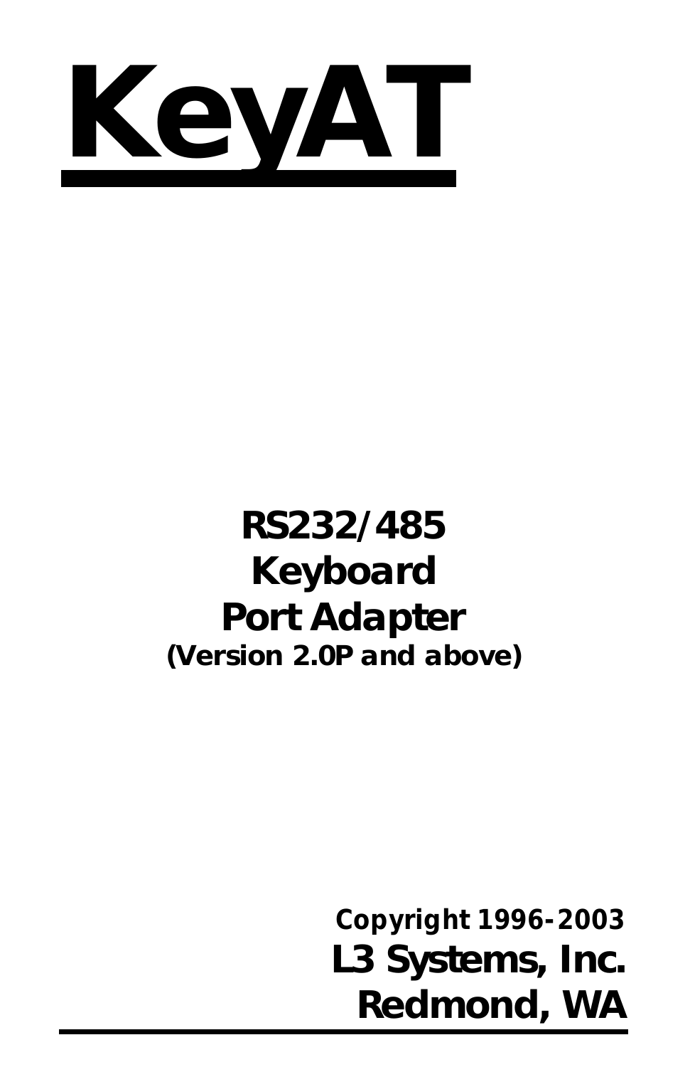# KeyAT

**RS232/485**
**Keyboard**
**Port Adapter**
**(Version 2.0P and above)**

**Copyright 1996-2003**
**L3 Systems, Inc.**
**Redmond, WA**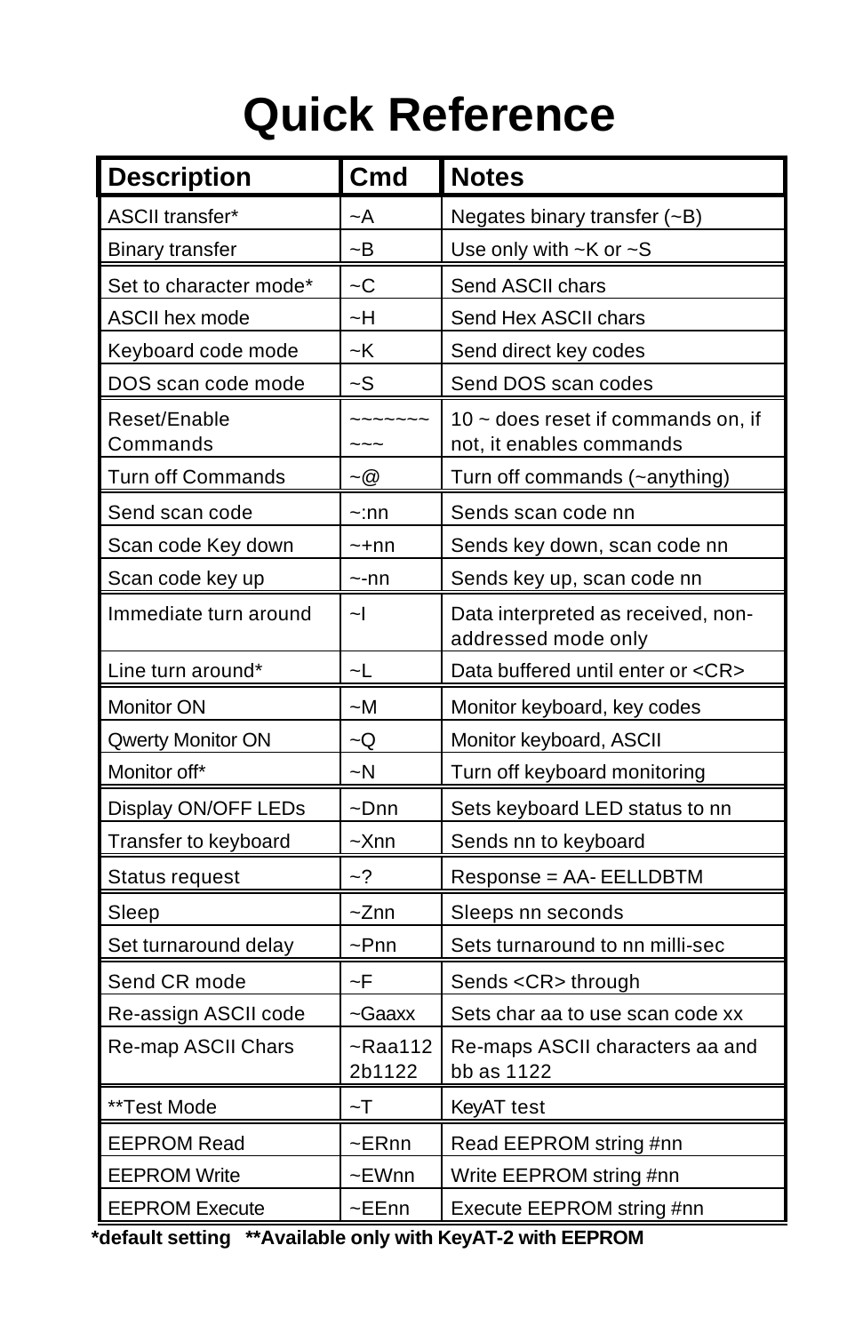# Quick Reference

| Description | Cmd | Notes |
|---|---|---|
| ASCII transfer* | ~A | Negates binary transfer (~B) |
| Binary transfer | ~B | Use only with ~K or ~S |
| Set to character mode* | ~C | Send ASCII chars |
| ASCII hex mode | ~H | Send Hex ASCII chars |
| Keyboard code mode | ~K | Send direct key codes |
| DOS scan code mode | ~S | Send DOS scan codes |
| Reset/Enable Commands | ~~~~~~~~~~ | 10 ~ does reset if commands on, if not, it enables commands |
| Turn off Commands | ~@ | Turn off commands (~anything) |
| Send scan code | ~:nn | Sends scan code nn |
| Scan code Key down | ~+nn | Sends key down, scan code nn |
| Scan code key up | ~-nn | Sends key up, scan code nn |
| Immediate turn around | ~I | Data interpreted as received, non-addressed mode only |
| Line turn around* | ~L | Data buffered until enter or <CR> |
| Monitor ON | ~M | Monitor keyboard, key codes |
| Qwerty Monitor ON | ~Q | Monitor keyboard, ASCII |
| Monitor off* | ~N | Turn off keyboard monitoring |
| Display ON/OFF LEDs | ~Dnn | Sets keyboard LED status to nn |
| Transfer to keyboard | ~Xnn | Sends nn to keyboard |
| Status request | ~? | Response = AA- EELLDBTM |
| Sleep | ~Znn | Sleeps nn seconds |
| Set turnaround delay | ~Pnn | Sets turnaround to nn milli-sec |
| Send CR mode | ~F | Sends <CR> through |
| Re-assign ASCII code | ~Gaaxx | Sets char aa to use scan code xx |
| Re-map ASCII Chars | ~Raa1122b1122 | Re-maps ASCII characters aa and bb as 1122 |
| **Test Mode | ~T | KeyAT test |
| EEPROM Read | ~ERnn | Read EEPROM string #nn |
| EEPROM Write | ~EWnn | Write EEPROM string #nn |
| EEPROM Execute | ~EEnn | Execute EEPROM string #nn |

**\*default setting   \*\*Available only with KeyAT-2 with EEPROM**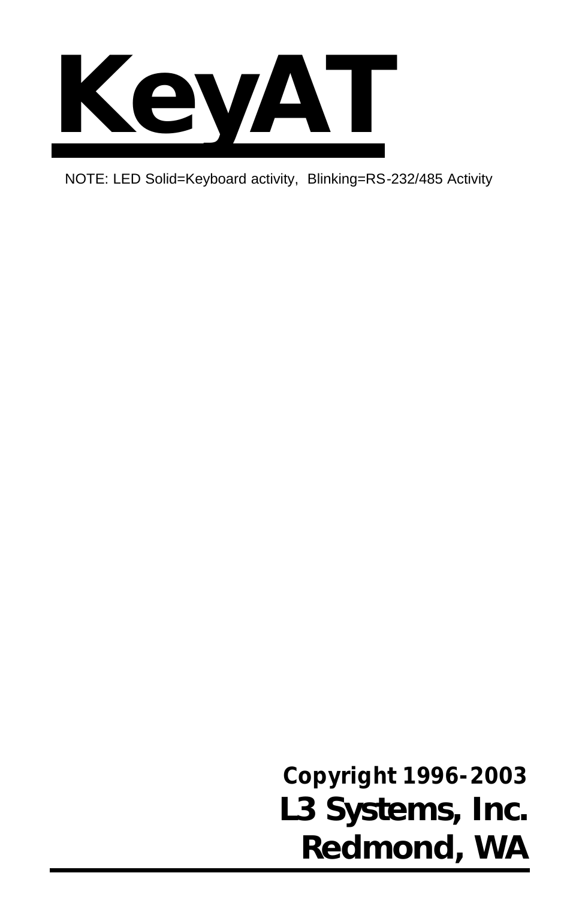# KeyAT

NOTE: LED Solid=Keyboard activity, Blinking=RS-232/485 Activity

**Copyright 1996-2003**

**L3 Systems, Inc.**

**Redmond, WA**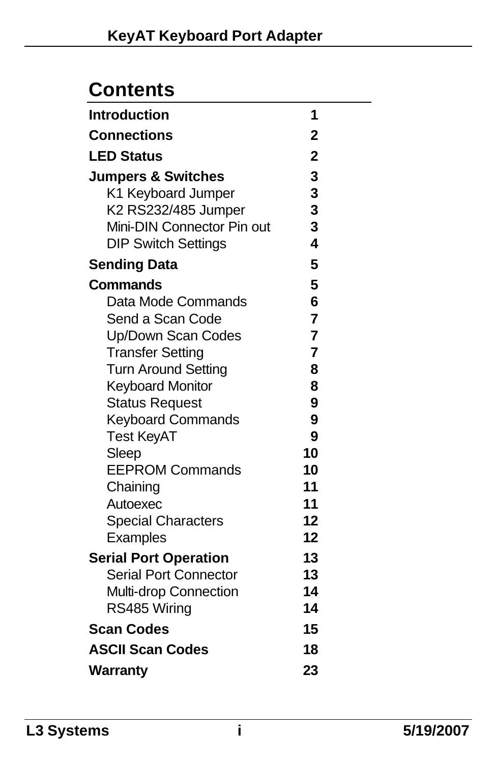# Contents

| | |
|---|---|
| **Introduction** | **1** |
| **Connections** | **2** |
| **LED Status** | **2** |
| **Jumpers & Switches** | **3** |
| K1 Keyboard Jumper | **3** |
| K2 RS232/485 Jumper | **3** |
| Mini-DIN Connector Pin out | **3** |
| DIP Switch Settings | **4** |
| **Sending Data** | **5** |
| **Commands** | **5** |
| Data Mode Commands | **6** |
| Send a Scan Code | **7** |
| Up/Down Scan Codes | **7** |
| Transfer Setting | **7** |
| Turn Around Setting | **8** |
| Keyboard Monitor | **8** |
| Status Request | **9** |
| Keyboard Commands | **9** |
| Test KeyAT | **9** |
| Sleep | **10** |
| EEPROM Commands | **10** |
| Chaining | **11** |
| Autoexec | **11** |
| Special Characters | **12** |
| Examples | **12** |
| **Serial Port Operation** | **13** |
| Serial Port Connector | **13** |
| Multi-drop Connection | **14** |
| RS485 Wiring | **14** |
| **Scan Codes** | **15** |
| **ASCII Scan Codes** | **18** |
| **Warranty** | **23** |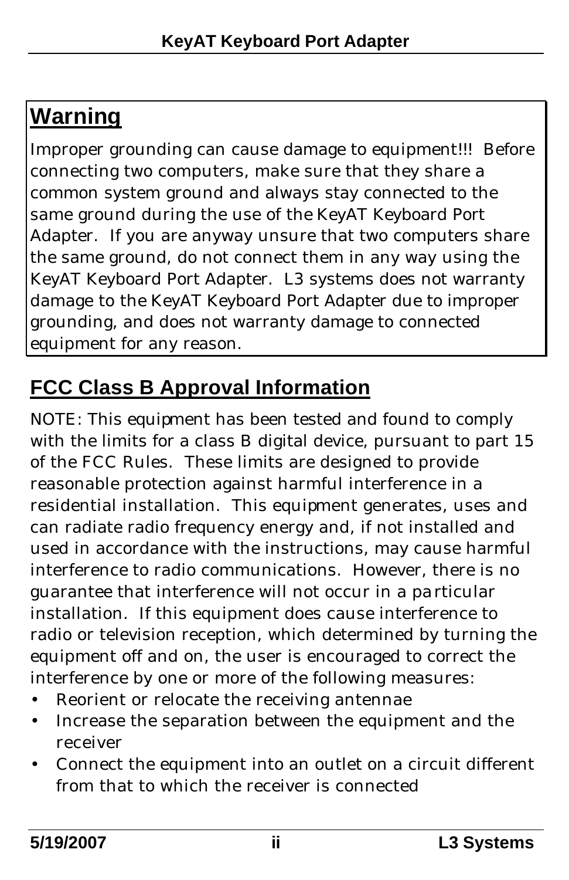## Warning

Improper grounding can cause damage to equipment!!! Before connecting two computers, make sure that they share a common system ground and always stay connected to the same ground during the use of the KeyAT Keyboard Port Adapter. If you are anyway unsure that two computers share the same ground, do not connect them in any way using the KeyAT Keyboard Port Adapter. L3 systems does not warranty damage to the KeyAT Keyboard Port Adapter due to improper grounding, and does not warranty damage to connected equipment for any reason.

## FCC Class B Approval Information

NOTE: This equipment has been tested and found to comply with the limits for a class B digital device, pursuant to part 15 of the FCC Rules. These limits are designed to provide reasonable protection against harmful interference in a residential installation. This equipment generates, uses and can radiate radio frequency energy and, if not installed and used in accordance with the instructions, may cause harmful interference to radio communications. However, there is no guarantee that interference will not occur in a particular installation. If this equipment does cause interference to radio or television reception, which determined by turning the equipment off and on, the user is encouraged to correct the interference by one or more of the following measures:

- Reorient or relocate the receiving antennae
- Increase the separation between the equipment and the receiver
- Connect the equipment into an outlet on a circuit different from that to which the receiver is connected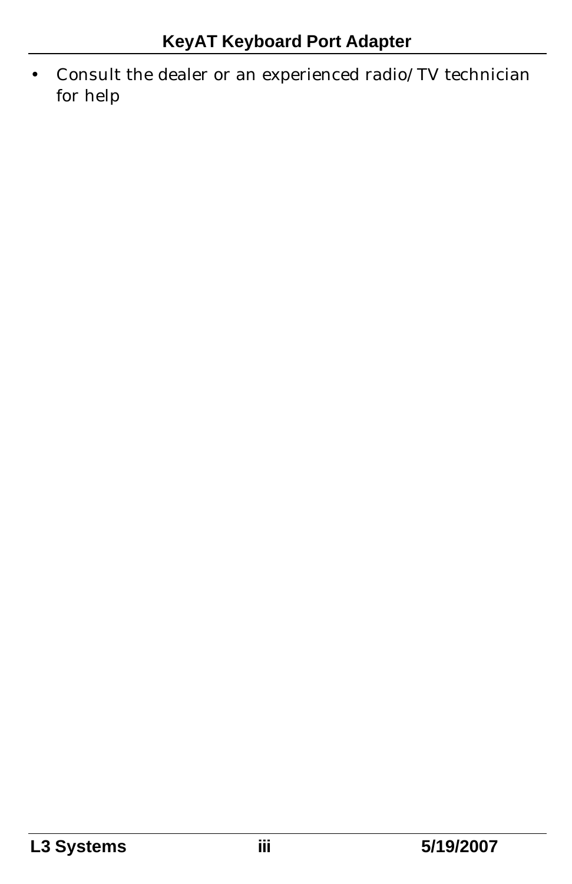- Consult the dealer or an experienced radio/TV technician for help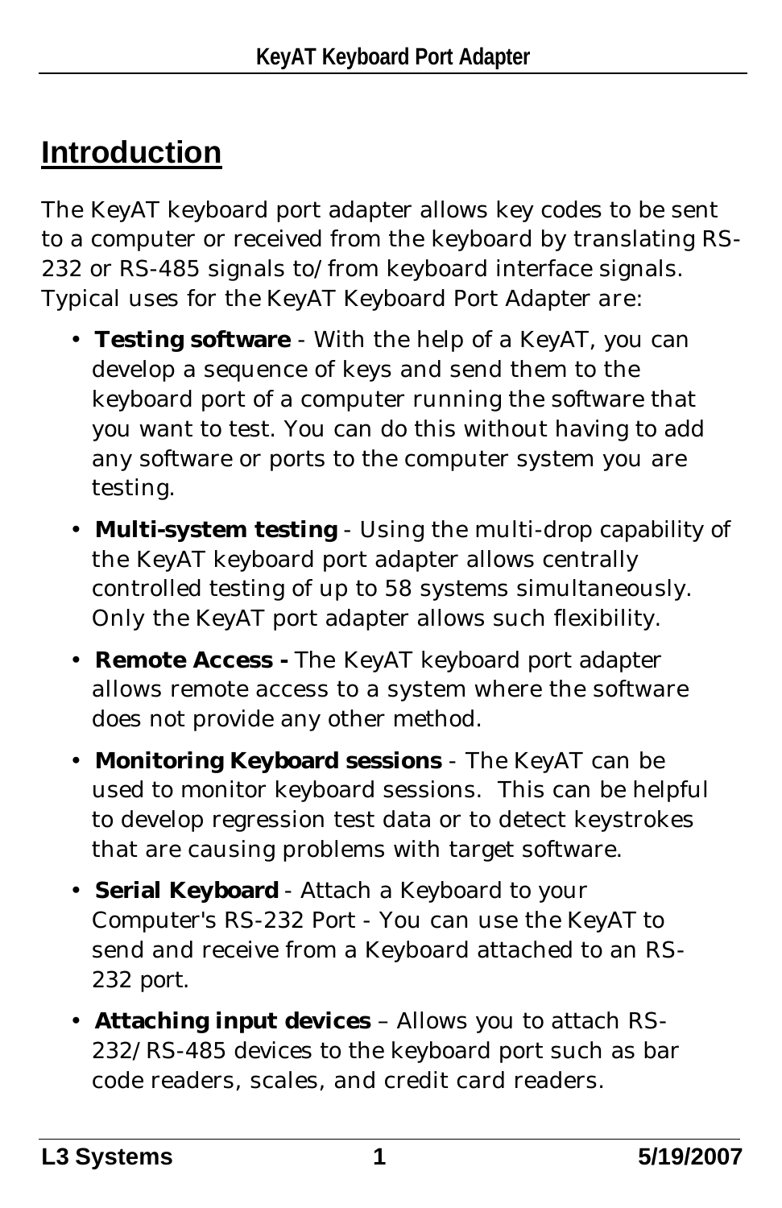# Introduction

The KeyAT keyboard port adapter allows key codes to be sent to a computer or received from the keyboard by translating RS-232 or RS-485 signals to/from keyboard interface signals. Typical uses for the KeyAT Keyboard Port Adapter are:

- **Testing software** - With the help of a KeyAT, you can develop a sequence of keys and send them to the keyboard port of a computer running the software that you want to test. You can do this without having to add any software or ports to the computer system you are testing.
- **Multi-system testing** - Using the multi-drop capability of the KeyAT keyboard port adapter allows centrally controlled testing of up to 58 systems simultaneously. Only the KeyAT port adapter allows such flexibility.
- **Remote Access -** The KeyAT keyboard port adapter allows remote access to a system where the software does not provide any other method.
- **Monitoring Keyboard sessions** - The KeyAT can be used to monitor keyboard sessions. This can be helpful to develop regression test data or to detect keystrokes that are causing problems with target software.
- **Serial Keyboard** - Attach a Keyboard to your Computer's RS-232 Port - You can use the KeyAT to send and receive from a Keyboard attached to an RS-232 port.
- **Attaching input devices** – Allows you to attach RS-232/RS-485 devices to the keyboard port such as bar code readers, scales, and credit card readers.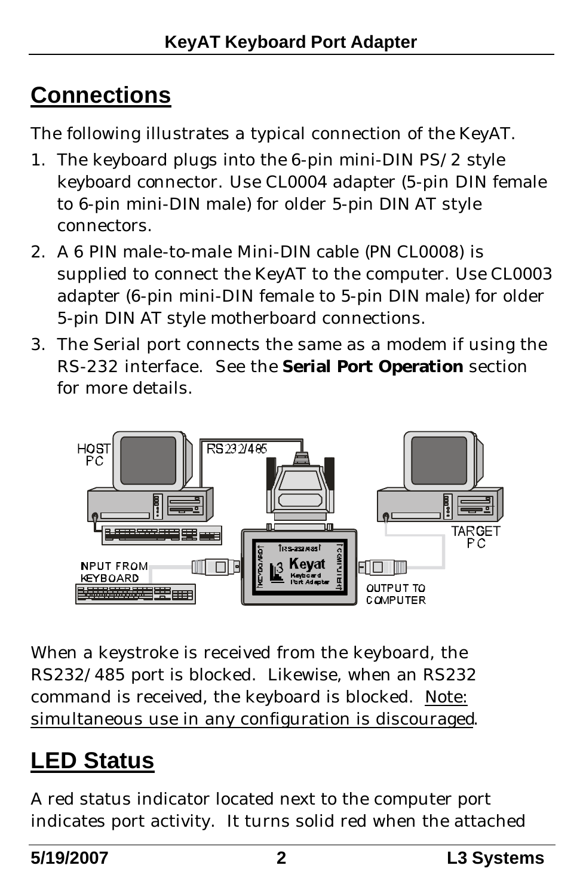## Connections

The following illustrates a typical connection of the KeyAT.

1. The keyboard plugs into the 6-pin mini-DIN PS/2 style keyboard connector. Use CL0004 adapter (5-pin DIN female to 6-pin mini-DIN male) for older 5-pin DIN AT style connectors.
2. A 6 PIN male-to-male Mini-DIN cable (PN CL0008) is supplied to connect the KeyAT to the computer. Use CL0003 adapter (6-pin mini-DIN female to 5-pin DIN male) for older 5-pin DIN AT style motherboard connections.
3. The Serial port connects the same as a modem if using the RS-232 interface. See the **Serial Port Operation** section for more details.

When a keystroke is received from the keyboard, the RS232/485 port is blocked. Likewise, when an RS232 command is received, the keyboard is blocked. Note: simultaneous use in any configuration is discouraged.

## LED Status

A red status indicator located next to the computer port indicates port activity. It turns solid red when the attached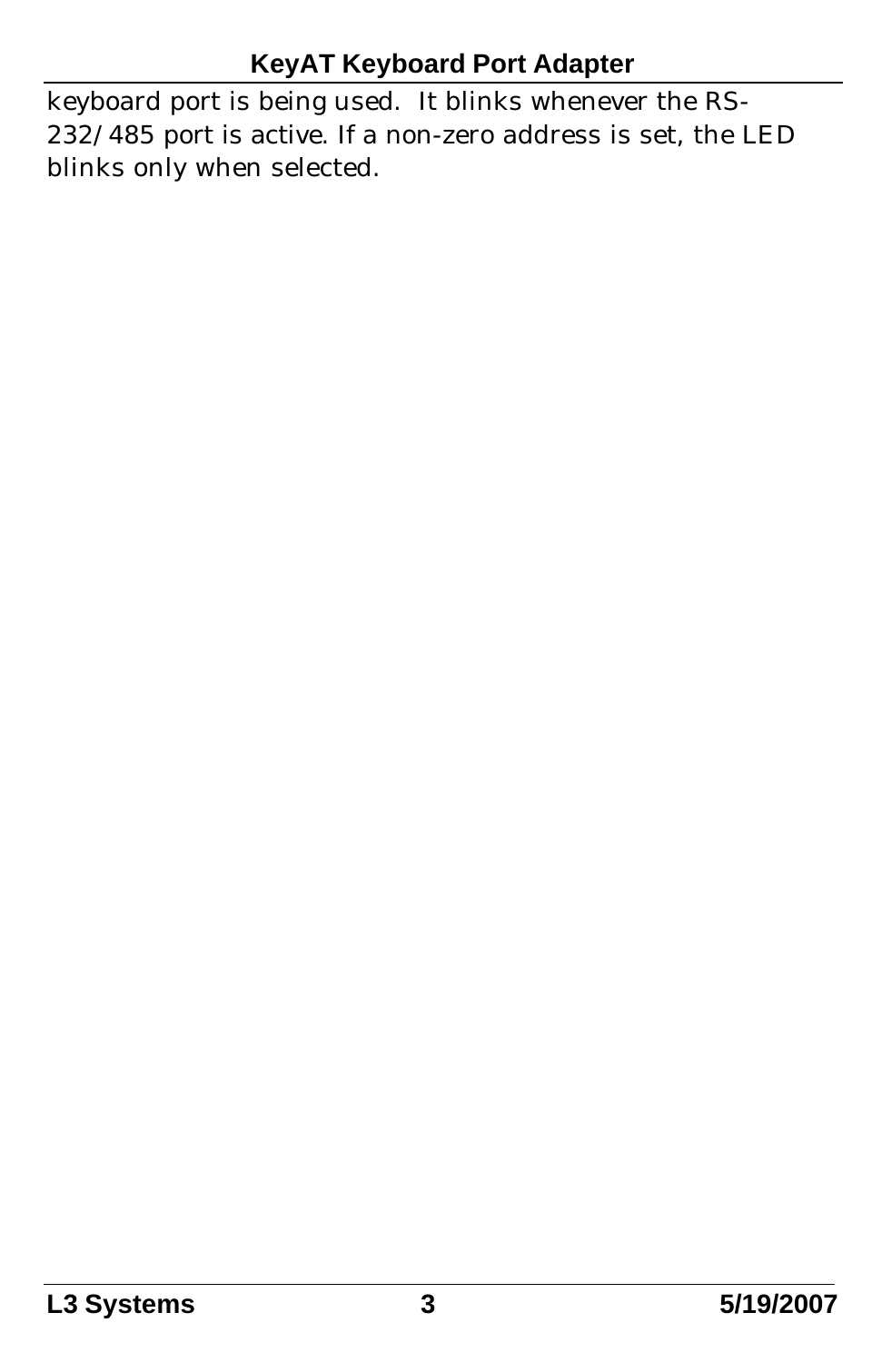keyboard port is being used.  It blinks whenever the RS-232/485 port is active. If a non-zero address is set, the LED blinks only when selected.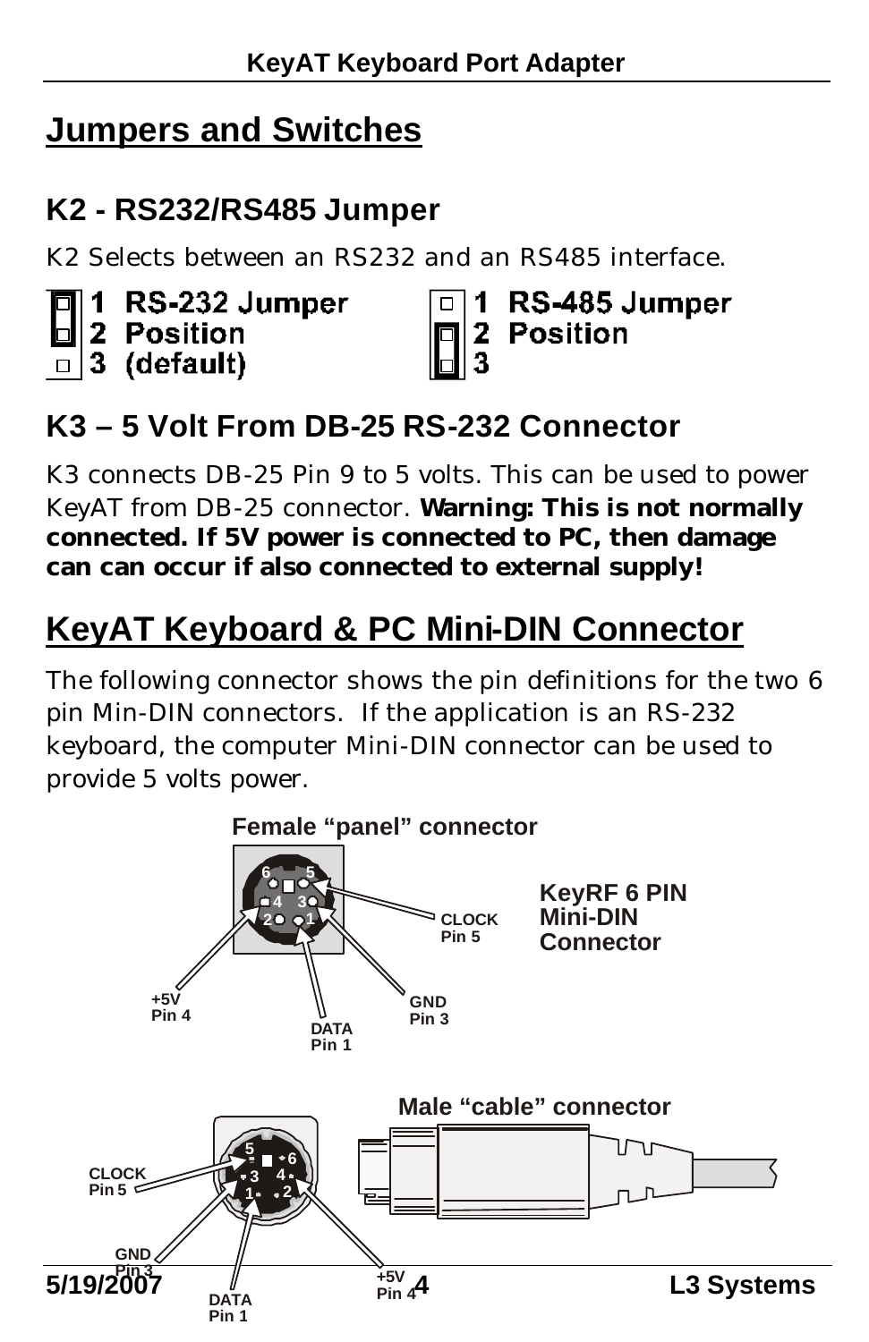# Jumpers and Switches

## K2 - RS232/RS485 Jumper

K2 Selects between an RS232 and an RS485 interface.

1 RS-232 Jumper
2 Position
3 (default)

1 RS-485 Jumper
2 Position
3

## K3 – 5 Volt From DB-25 RS-232 Connector

K3 connects DB-25 Pin 9 to 5 volts. This can be used to power KeyAT from DB-25 connector. **Warning: This is not normally connected. If 5V power is connected to PC, then damage can can occur if also connected to external supply!**

# KeyAT Keyboard & PC Mini-DIN Connector

The following connector shows the pin definitions for the two 6 pin Min-DIN connectors. If the application is an RS-232 keyboard, the computer Mini-DIN connector can be used to provide 5 volts power.

**Female "panel" connector**

**KeyRF 6 PIN Mini-DIN Connector**

CLOCK Pin 5

+5V Pin 4

DATA Pin 1

GND Pin 3

**Male "cable" connector**

CLOCK Pin 5

GND Pin 3

DATA Pin 1

+5V Pin 4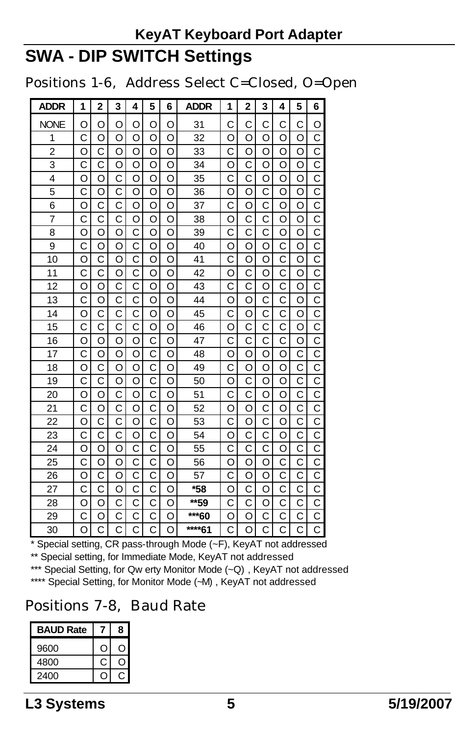## SWA - DIP SWITCH Settings

### Positions 1-6, Address Select C=Closed, O=Open

| ADDR | 1 | 2 | 3 | 4 | 5 | 6 | ADDR | 1 | 2 | 3 | 4 | 5 | 6 |
|---|---|---|---|---|---|---|---|---|---|---|---|---|---|
| NONE | O | O | O | O | O | O | 31 | C | C | C | C | C | O |
| 1 | C | O | O | O | O | O | 32 | O | O | O | O | O | C |
| 2 | O | C | O | O | O | O | 33 | C | O | O | O | O | C |
| 3 | C | C | O | O | O | O | 34 | O | C | O | O | O | C |
| 4 | O | O | C | O | O | O | 35 | C | C | O | O | O | C |
| 5 | C | O | C | O | O | O | 36 | O | O | C | O | O | C |
| 6 | O | C | C | O | O | O | 37 | C | O | C | O | O | C |
| 7 | C | C | C | O | O | O | 38 | O | C | C | O | O | C |
| 8 | O | O | O | C | O | O | 39 | C | C | C | O | O | C |
| 9 | C | O | O | C | O | O | 40 | O | O | O | C | O | C |
| 10 | O | C | O | C | O | O | 41 | C | O | O | C | O | C |
| 11 | C | C | O | C | O | O | 42 | O | C | O | C | O | C |
| 12 | O | O | C | C | O | O | 43 | C | C | O | C | O | C |
| 13 | C | O | C | C | O | O | 44 | O | O | C | C | O | C |
| 14 | O | C | C | C | O | O | 45 | C | O | C | C | O | C |
| 15 | C | C | C | C | O | O | 46 | O | C | C | C | O | C |
| 16 | O | O | O | O | C | O | 47 | C | C | C | C | O | C |
| 17 | C | O | O | O | C | O | 48 | O | O | O | O | C | C |
| 18 | O | C | O | O | C | O | 49 | C | O | O | O | C | C |
| 19 | C | C | O | O | C | O | 50 | O | C | O | O | C | C |
| 20 | O | O | C | O | C | O | 51 | C | C | O | O | C | C |
| 21 | C | O | C | O | C | O | 52 | O | O | C | O | C | C |
| 22 | O | C | C | O | C | O | 53 | C | O | C | O | C | C |
| 23 | C | C | C | O | C | O | 54 | O | C | C | O | C | C |
| 24 | O | O | O | C | C | O | 55 | C | C | C | O | C | C |
| 25 | C | O | O | C | C | O | 56 | O | O | O | C | C | C |
| 26 | O | C | O | C | C | O | 57 | C | O | O | C | C | C |
| 27 | C | C | O | C | C | O | **\*58** | O | C | O | C | C | C |
| 28 | O | O | C | C | C | O | **\*\*59** | C | C | O | C | C | C |
| 29 | C | O | C | C | C | O | **\*\*\*60** | O | O | C | C | C | C |
| 30 | O | C | C | C | C | O | **\*\*\*\*61** | C | O | C | C | C | C |

* Special setting, CR pass-through Mode (~F), KeyAT not addressed

** Special setting, for Immediate Mode, KeyAT not addressed

*** Special Setting, for Qw erty Monitor Mode (~Q) , KeyAT not addressed

**** Special Setting, for Monitor Mode (~M) , KeyAT not addressed

### Positions 7-8, Baud Rate

| BAUD Rate | 7 | 8 |
|---|---|---|
| 9600 | O | O |
| 4800 | C | O |
| 2400 | O | C |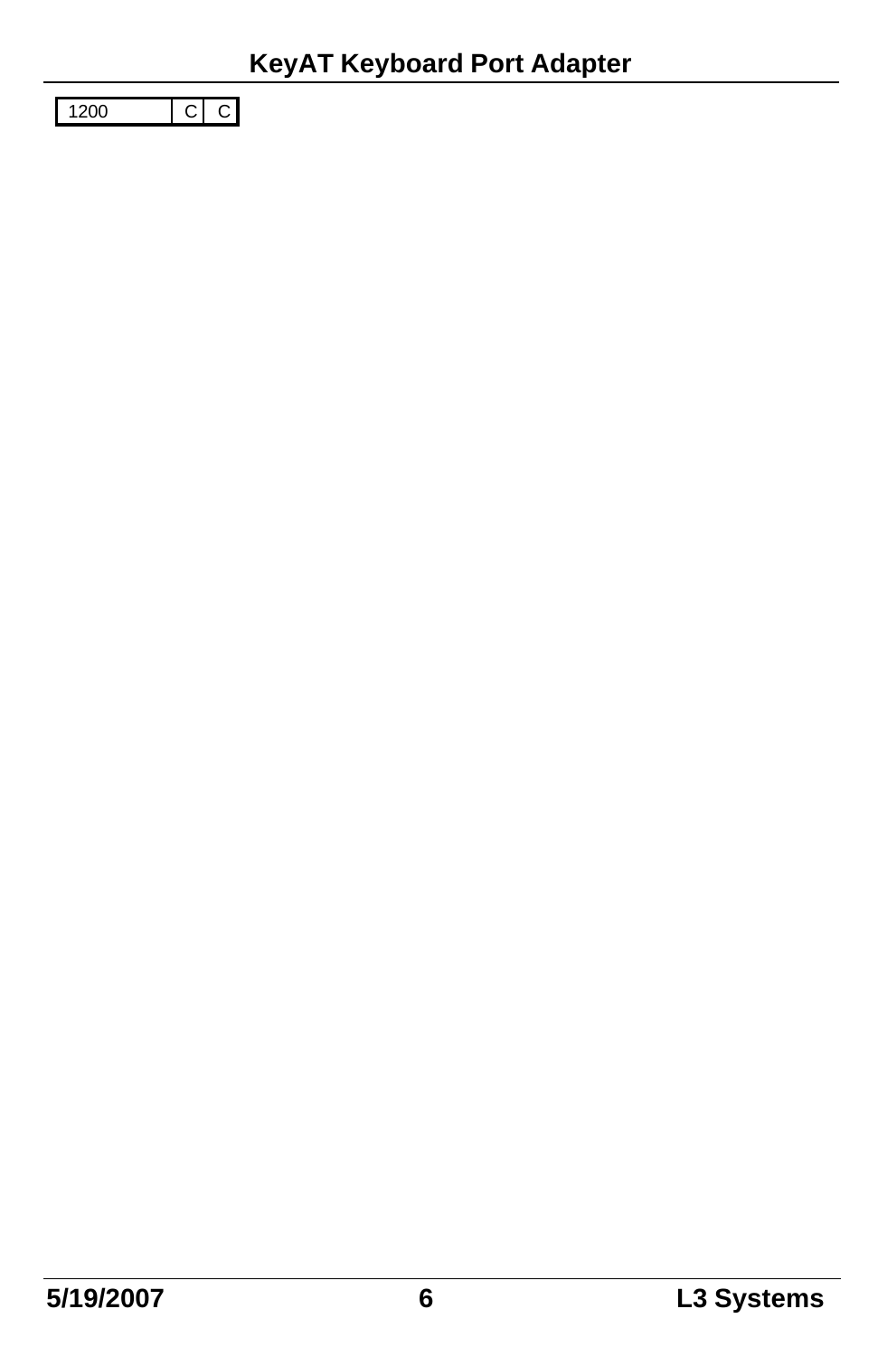| 1200 | C | C |
|---|---|---|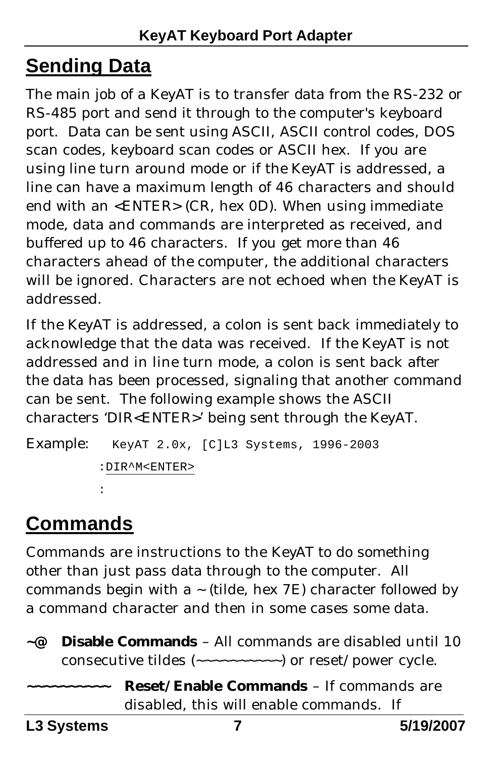## Sending Data

The main job of a KeyAT is to transfer data from the RS-232 or RS-485 port and send it through to the computer's keyboard port. Data can be sent using ASCII, ASCII control codes, DOS scan codes, keyboard scan codes or ASCII hex. If you are using line turn around mode or if the KeyAT is addressed, a line can have a maximum length of 46 characters and should end with an <ENTER> (CR, hex 0D). When using immediate mode, data and commands are interpreted as received, and buffered up to 46 characters. If you get more than 46 characters ahead of the computer, the additional characters will be ignored. Characters are not echoed when the KeyAT is addressed.

If the KeyAT is addressed, a colon is sent back immediately to acknowledge that the data was received. If the KeyAT is not addressed and in line turn mode, a colon is sent back after the data has been processed, signaling that another command can be sent. The following example shows the ASCII characters 'DIR<ENTER>' being sent through the KeyAT.

Example:
```
KeyAT 2.0x, [C]L3 Systems, 1996-2003
:DIR^M<ENTER>
:
```

## Commands

Commands are instructions to the KeyAT to do something other than just pass data through to the computer. All commands begin with a ~ (tilde, hex 7E) character followed by a command character and then in some cases some data.

**~@** **Disable Commands** – All commands are disabled until 10 consecutive tildes (~~~~~~~~~~) or reset/power cycle.

**~~~~~~~~~~** **Reset/Enable Commands** – If commands are disabled, this will enable commands. If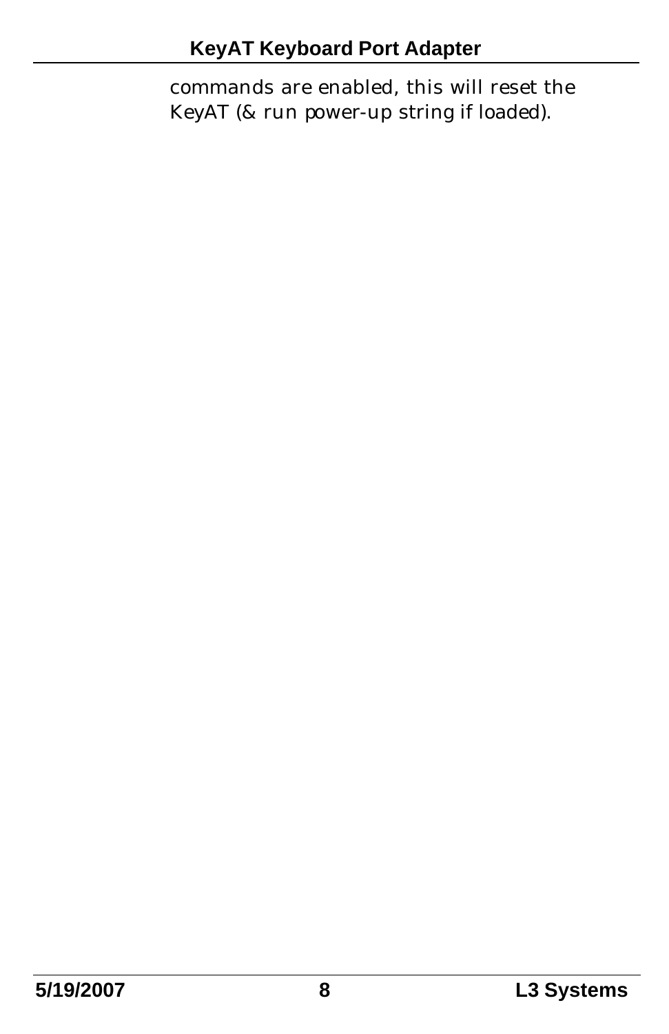commands are enabled, this will reset the KeyAT (& run power-up string if loaded).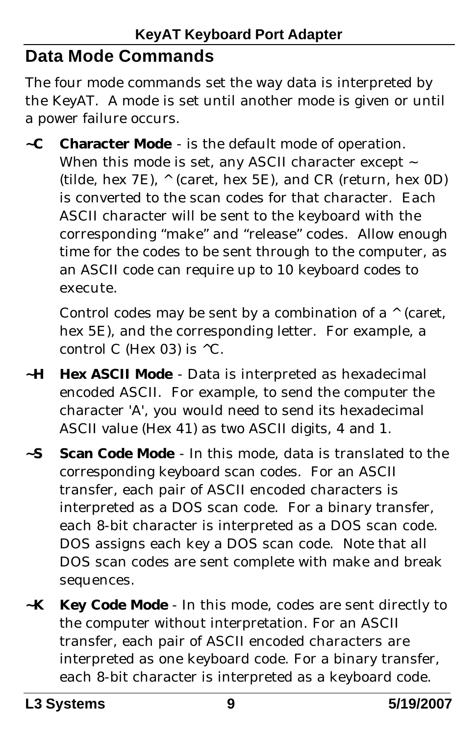## Data Mode Commands

The four mode commands set the way data is interpreted by the KeyAT. A mode is set until another mode is given or until a power failure occurs.

**~C** **Character Mode** - is the default mode of operation. When this mode is set, any ASCII character except ~ (tilde, hex 7E), ^ (caret, hex 5E), and CR (return, hex 0D) is converted to the scan codes for that character. Each ASCII character will be sent to the keyboard with the corresponding "make" and "release" codes. Allow enough time for the codes to be sent through to the computer, as an ASCII code can require up to 10 keyboard codes to execute.

Control codes may be sent by a combination of a ^ (caret, hex 5E), and the corresponding letter. For example, a control C (Hex 03) is ^C.

**~H** **Hex ASCII Mode** - Data is interpreted as hexadecimal encoded ASCII. For example, to send the computer the character 'A', you would need to send its hexadecimal ASCII value (Hex 41) as two ASCII digits, 4 and 1.

**~S** **Scan Code Mode** - In this mode, data is translated to the corresponding keyboard scan codes. For an ASCII transfer, each pair of ASCII encoded characters is interpreted as a DOS scan code. For a binary transfer, each 8-bit character is interpreted as a DOS scan code. DOS assigns each key a DOS scan code. Note that all DOS scan codes are sent complete with make and break sequences.

**~K** **Key Code Mode** - In this mode, codes are sent directly to the computer without interpretation. For an ASCII transfer, each pair of ASCII encoded characters are interpreted as one keyboard code. For a binary transfer, each 8-bit character is interpreted as a keyboard code.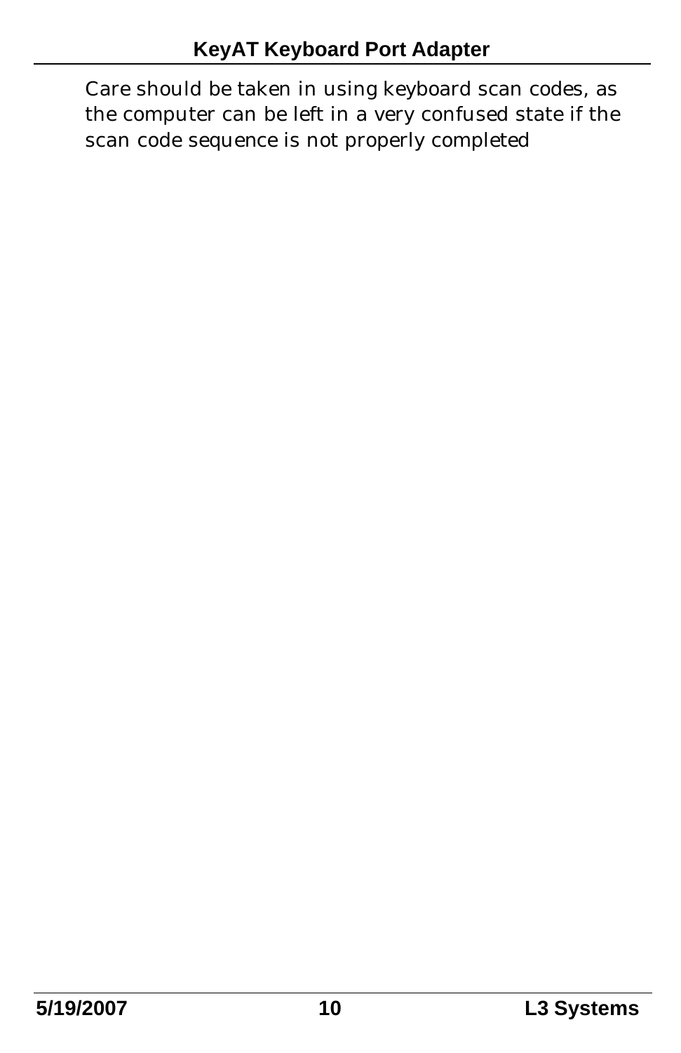Care should be taken in using keyboard scan codes, as the computer can be left in a very confused state if the scan code sequence is not properly completed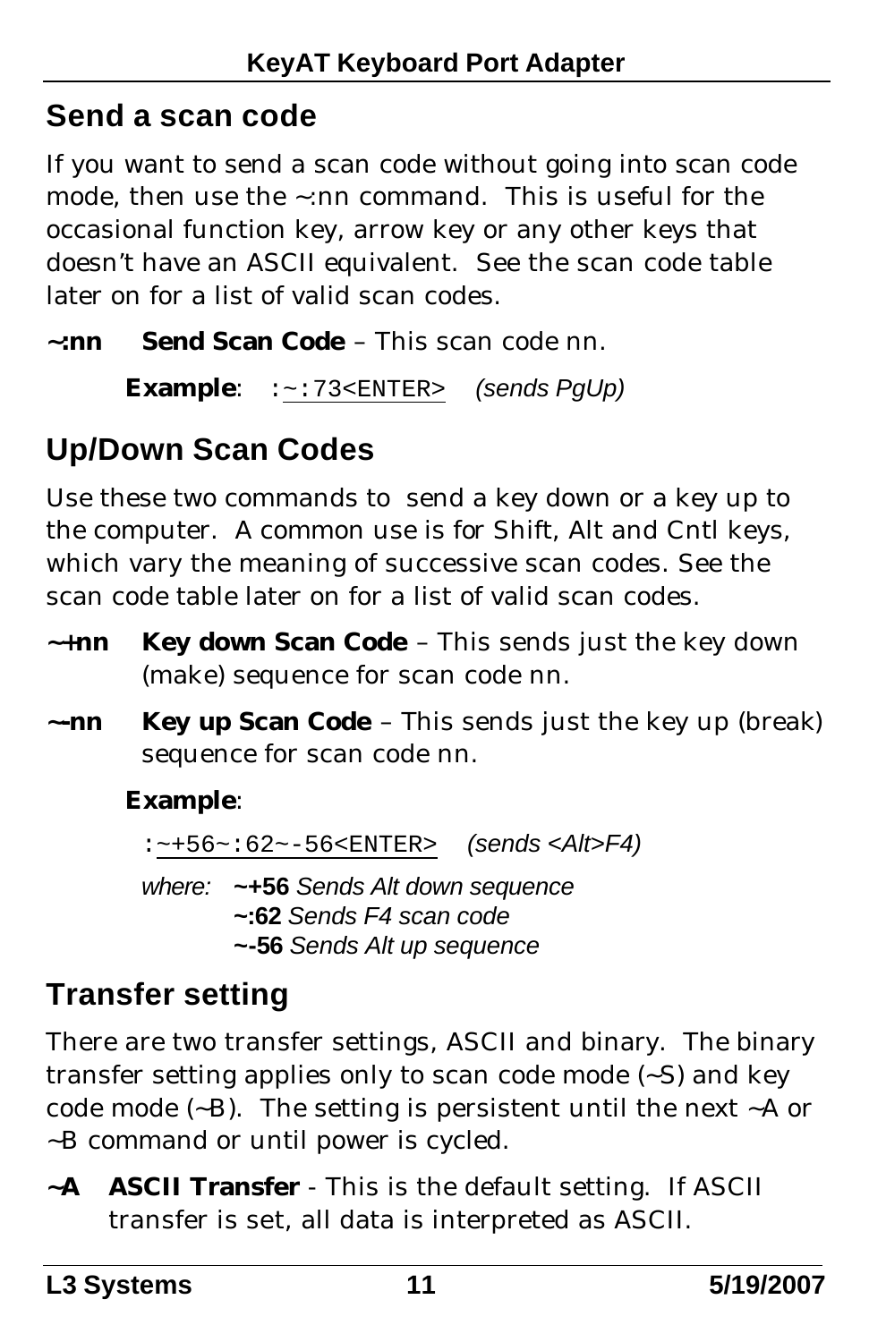## Send a scan code

If you want to send a scan code without going into scan code mode, then use the ~:nn command. This is useful for the occasional function key, arrow key or any other keys that doesn't have an ASCII equivalent. See the scan code table later on for a list of valid scan codes.

**~:nn** **Send Scan Code** – This scan code nn.

**Example**: `:~:73<ENTER>` *(sends PgUp)*

## Up/Down Scan Codes

Use these two commands to send a key down or a key up to the computer. A common use is for Shift, Alt and Cntl keys, which vary the meaning of successive scan codes. See the scan code table later on for a list of valid scan codes.

**~+nn** **Key down Scan Code** – This sends just the key down (make) sequence for scan code nn.

**~-nn** **Key up Scan Code** – This sends just the key up (break) sequence for scan code nn.

**Example**:

`:~+56~:62~-56<ENTER>` *(sends <Alt>F4)*

*where:* **~+56** *Sends Alt down sequence*
**~:62** *Sends F4 scan code*
**~-56** *Sends Alt up sequence*

## Transfer setting

There are two transfer settings, ASCII and binary. The binary transfer setting applies only to scan code mode (~S) and key code mode (~B). The setting is persistent until the next ~A or ~B command or until power is cycled.

**~A** **ASCII Transfer** - This is the default setting. If ASCII transfer is set, all data is interpreted as ASCII.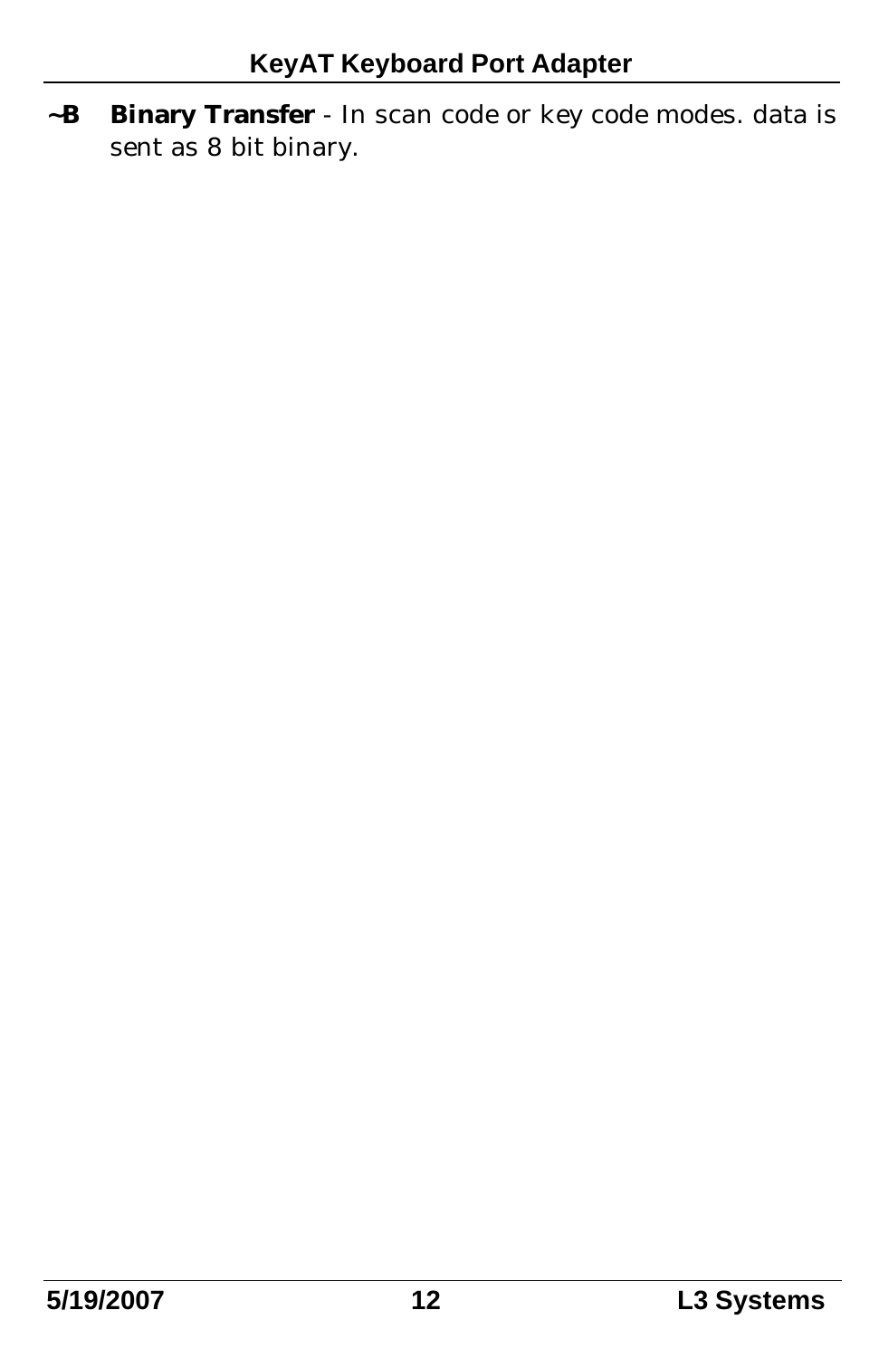**~B** **Binary Transfer** - In scan code or key code modes. data is sent as 8 bit binary.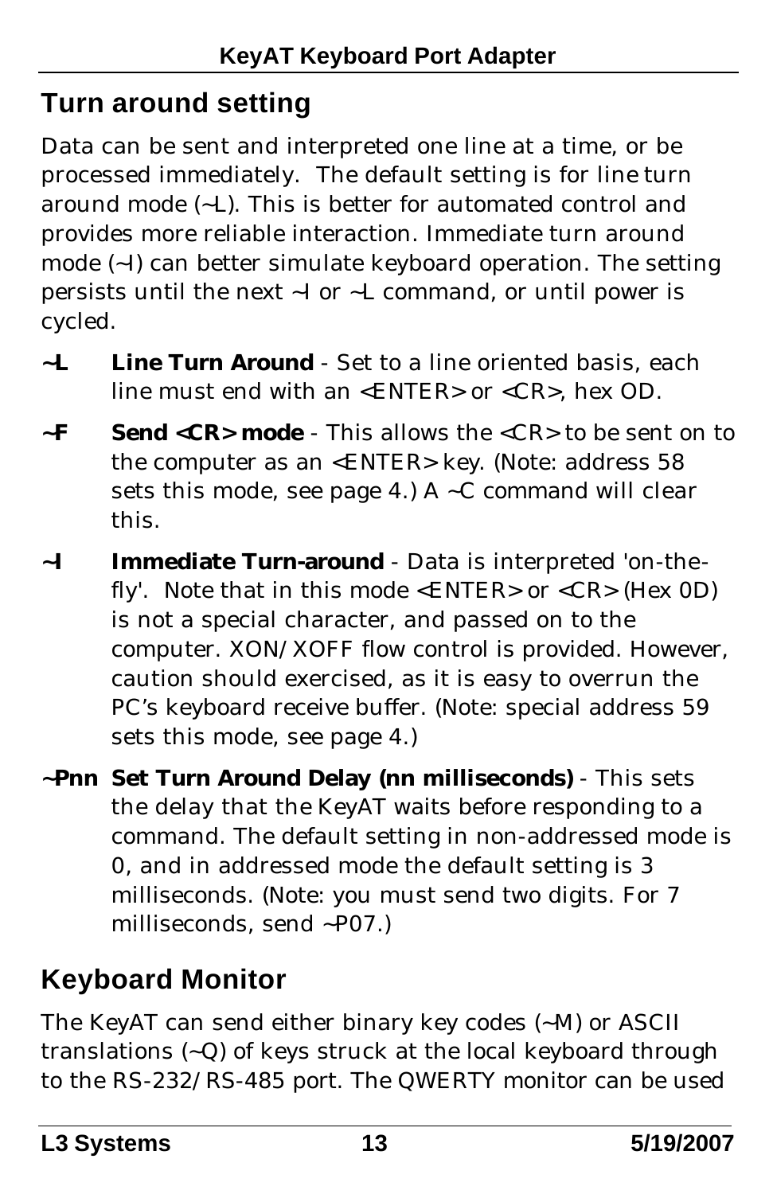## Turn around setting

Data can be sent and interpreted one line at a time, or be processed immediately.  The default setting is for line turn around mode (~L). This is better for automated control and provides more reliable interaction. Immediate turn around mode (~I) can better simulate keyboard operation. The setting persists until the next ~I or ~L command, or until power is cycled.

**~L** **Line Turn Around** - Set to a line oriented basis, each line must end with an <ENTER> or <CR>, hex OD.

**~F** **Send <CR> mode** - This allows the <CR> to be sent on to the computer as an <ENTER> key. (Note: address 58 sets this mode, see page 4.) A ~C command will clear this.

**~I** **Immediate Turn-around** - Data is interpreted 'on-the-fly'.  Note that in this mode <ENTER> or <CR> (Hex 0D) is not a special character, and passed on to the computer. XON/XOFF flow control is provided. However, caution should exercised, as it is easy to overrun the PC's keyboard receive buffer. (Note: special address 59 sets this mode, see page 4.)

**~Pnn** **Set Turn Around Delay (nn milliseconds)** - This sets the delay that the KeyAT waits before responding to a command. The default setting in non-addressed mode is 0, and in addressed mode the default setting is 3 milliseconds. (Note: you must send two digits. For 7 milliseconds, send ~P07.)

## Keyboard Monitor

The KeyAT can send either binary key codes (~M) or ASCII translations (~Q) of keys struck at the local keyboard through to the RS-232/RS-485 port. The QWERTY monitor can be used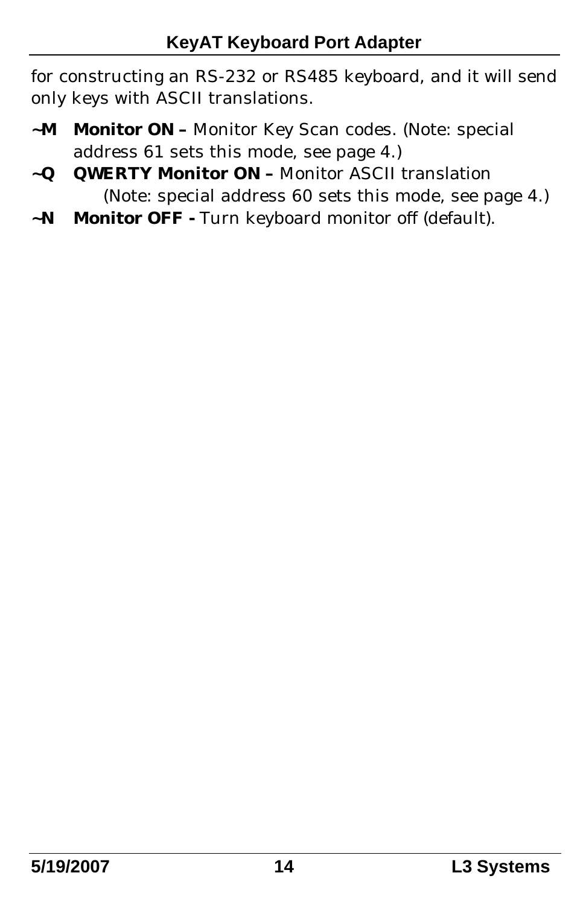for constructing an RS-232 or RS485 keyboard, and it will send only keys with ASCII translations.

**~M** **Monitor ON –** Monitor Key Scan codes. (Note: special address 61 sets this mode, see page 4.)

**~Q** **QWERTY Monitor ON –** Monitor ASCII translation (Note: special address 60 sets this mode, see page 4.)

**~N** **Monitor OFF -** Turn keyboard monitor off (default).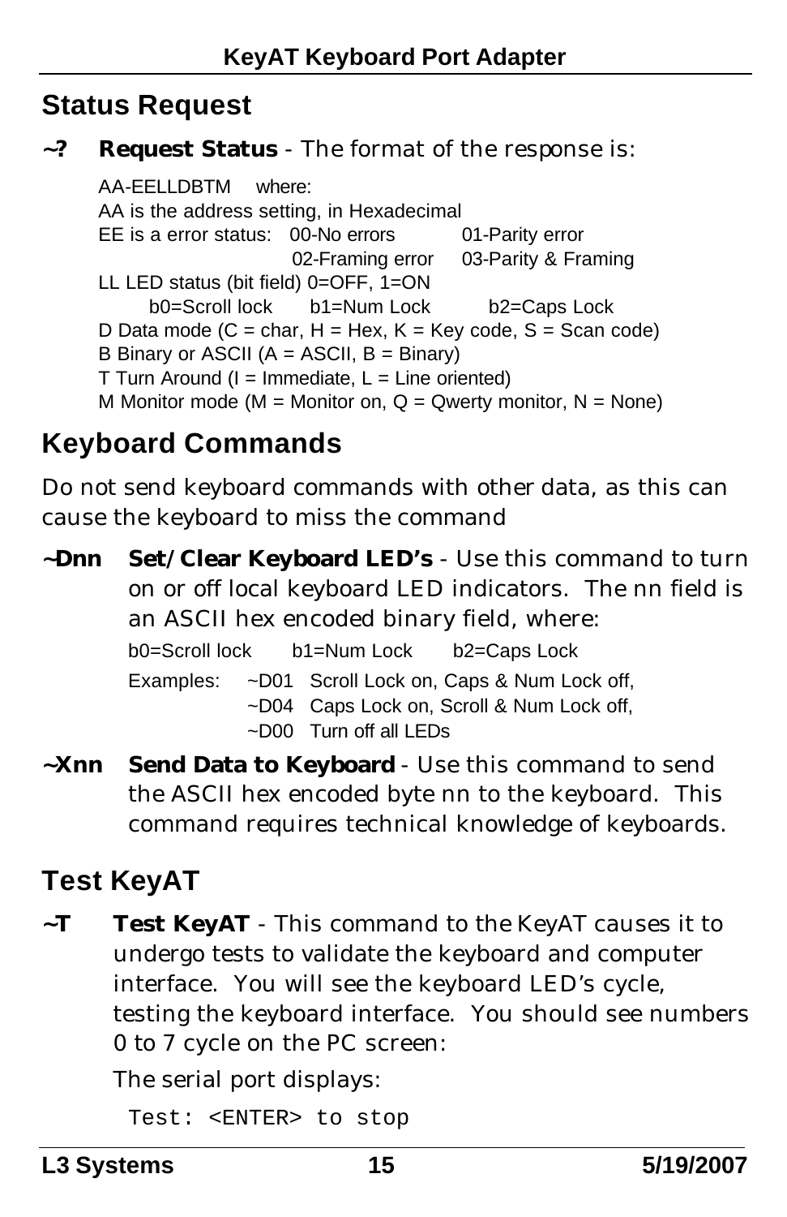## Status Request

**~?** **Request Status** - The format of the response is:

AA-EELLDBTM where:
AA is the address setting, in Hexadecimal
EE is a error status: 00-No errors 01-Parity error
02-Framing error 03-Parity & Framing
LL LED status (bit field) 0=OFF, 1=ON
b0=Scroll lock b1=Num Lock b2=Caps Lock
D Data mode (C = char, H = Hex, K = Key code, S = Scan code)
B Binary or ASCII (A = ASCII, B = Binary)
T Turn Around (I = Immediate, L = Line oriented)
M Monitor mode (M = Monitor on, Q = Qwerty monitor, N = None)

## Keyboard Commands

Do not send keyboard commands with other data, as this can cause the keyboard to miss the command

**~Dnn** **Set/Clear Keyboard LED's** - Use this command to turn on or off local keyboard LED indicators. The nn field is an ASCII hex encoded binary field, where:

b0=Scroll lock b1=Num Lock b2=Caps Lock

Examples: ~D01 Scroll Lock on, Caps & Num Lock off,
~D04 Caps Lock on, Scroll & Num Lock off,
~D00 Turn off all LEDs

**~Xnn** **Send Data to Keyboard** - Use this command to send the ASCII hex encoded byte nn to the keyboard. This command requires technical knowledge of keyboards.

## Test KeyAT

**~T** **Test KeyAT** - This command to the KeyAT causes it to undergo tests to validate the keyboard and computer interface. You will see the keyboard LED's cycle, testing the keyboard interface. You should see numbers 0 to 7 cycle on the PC screen:

The serial port displays:

```
Test: <ENTER> to stop
```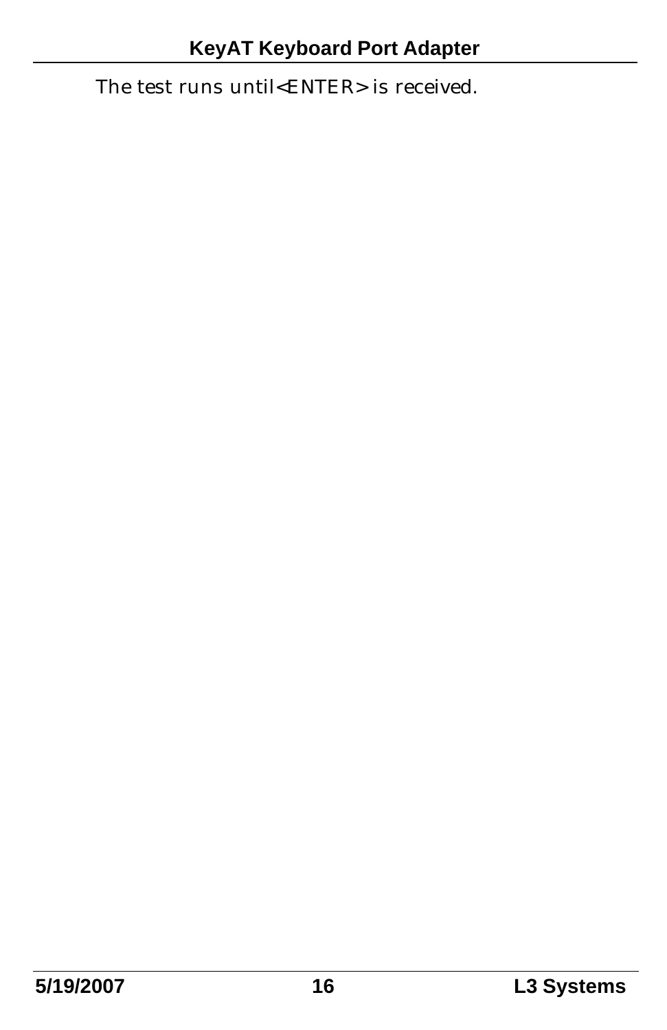The test runs until<ENTER> is received.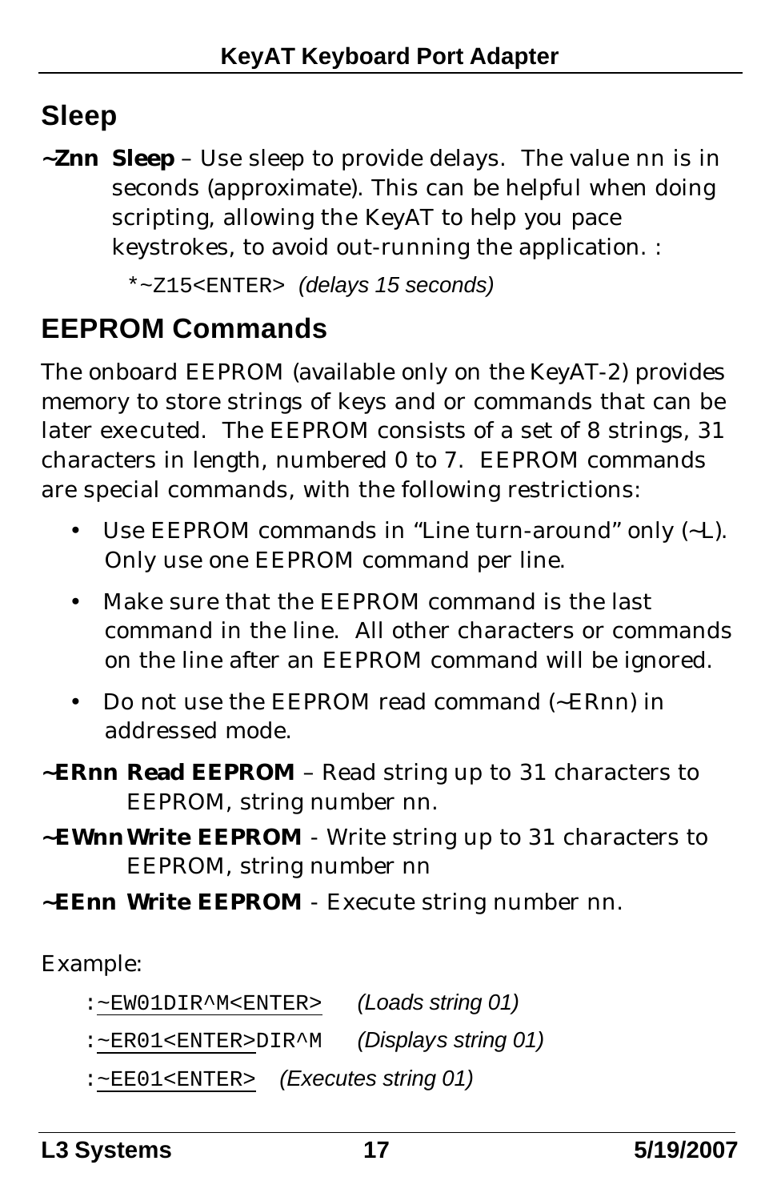## Sleep

**~Znn Sleep** – Use sleep to provide delays. The value nn is in seconds (approximate). This can be helpful when doing scripting, allowing the KeyAT to help you pace keystrokes, to avoid out-running the application. :

`*~Z15<ENTER>` *(delays 15 seconds)*

## EEPROM Commands

The onboard EEPROM (available only on the KeyAT-2) provides memory to store strings of keys and or commands that can be later executed. The EEPROM consists of a set of 8 strings, 31 characters in length, numbered 0 to 7. EEPROM commands are special commands, with the following restrictions:

- Use EEPROM commands in "Line turn-around" only (~L). Only use one EEPROM command per line.
- Make sure that the EEPROM command is the last command in the line. All other characters or commands on the line after an EEPROM command will be ignored.
- Do not use the EEPROM read command (~ERnn) in addressed mode.

**~ERnn Read EEPROM** – Read string up to 31 characters to EEPROM, string number nn.

**~EWnn Write EEPROM** - Write string up to 31 characters to EEPROM, string number nn

**~EEnn Write EEPROM** - Execute string number nn.

Example:

`:~EW01DIR^M<ENTER>` *(Loads string 01)*

`:~ER01<ENTER>DIR^M` *(Displays string 01)*

`:~EE01<ENTER>` *(Executes string 01)*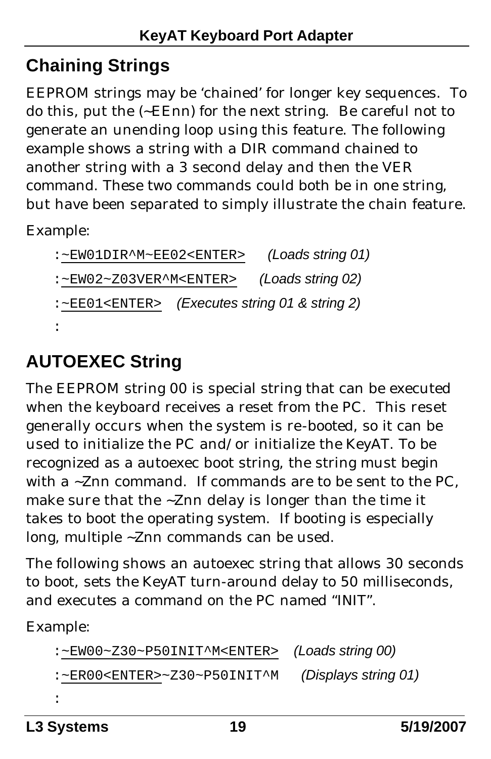## Chaining Strings

EEPROM strings may be 'chained' for longer key sequences. To do this, put the (~EEnn) for the next string. Be careful not to generate an unending loop using this feature. The following example shows a string with a DIR command chained to another string with a 3 second delay and then the VER command. These two commands could both be in one string, but have been separated to simply illustrate the chain feature.

Example:

```
:~EW01DIR^M~EE02<ENTER>     (Loads string 01)
:~EW02~Z03VER^M<ENTER>     (Loads string 02)
:~EE01<ENTER>   (Executes string 01 & string 2)
:
```

## AUTOEXEC String

The EEPROM string 00 is special string that can be executed when the keyboard receives a reset from the PC. This reset generally occurs when the system is re-booted, so it can be used to initialize the PC and/or initialize the KeyAT. To be recognized as a autoexec boot string, the string must begin with a ~Znn command. If commands are to be sent to the PC, make sure that the ~Znn delay is longer than the time it takes to boot the operating system. If booting is especially long, multiple ~Znn commands can be used.

The following shows an autoexec string that allows 30 seconds to boot, sets the KeyAT turn-around delay to 50 milliseconds, and executes a command on the PC named "INIT".

Example:

```
:~EW00~Z30~P50INIT^M<ENTER>   (Loads string 00)
:~ER00<ENTER>~Z30~P50INIT^M    (Displays string 01)
:
```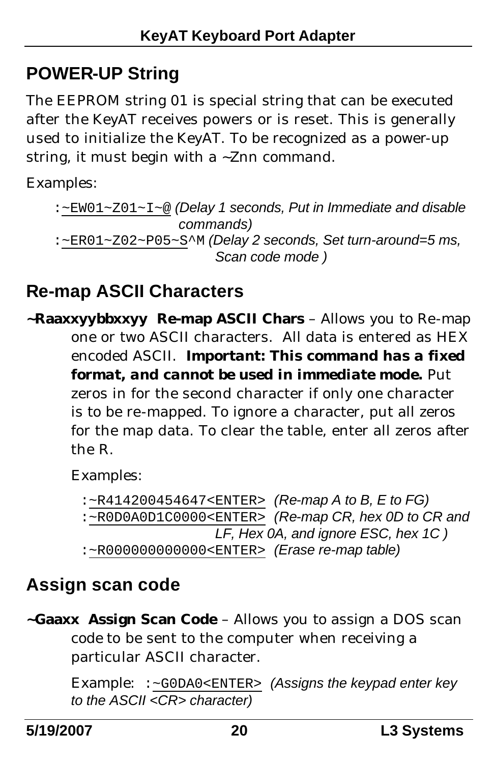## POWER-UP String

The EEPROM string 01 is special string that can be executed after the KeyAT receives powers or is reset. This is generally used to initialize the KeyAT. To be recognized as a power-up string, it must begin with a ~Znn command.

Examples:

`:~EW01~Z01~I~@` *(Delay 1 seconds, Put in Immediate and disable commands)*
`:~ER01~Z02~P05~S^M` *(Delay 2 seconds, Set turn-around=5 ms, Scan code mode )*

## Re-map ASCII Characters

**~Raaxxyybbxxyy Re-map ASCII Chars** – Allows you to Re-map one or two ASCII characters. All data is entered as HEX encoded ASCII. ***Important: This command has a fixed format, and cannot be used in immediate mode.*** Put zeros in for the second character if only one character is to be re-mapped. To ignore a character, put all zeros for the map data. To clear the table, enter all zeros after the R.

Examples:

`:~R414200454647<ENTER>` *(Re-map A to B, E to FG)*
`:~R0D0A0D1C0000<ENTER>` *(Re-map CR, hex 0D to CR and LF, Hex 0A, and ignore ESC, hex 1C )*
`:~R000000000000<ENTER>` *(Erase re-map table)*

## Assign scan code

**~Gaaxx Assign Scan Code** – Allows you to assign a DOS scan code to be sent to the computer when receiving a particular ASCII character.

Example: `:~G0DA0<ENTER>` *(Assigns the keypad enter key to the ASCII <CR> character)*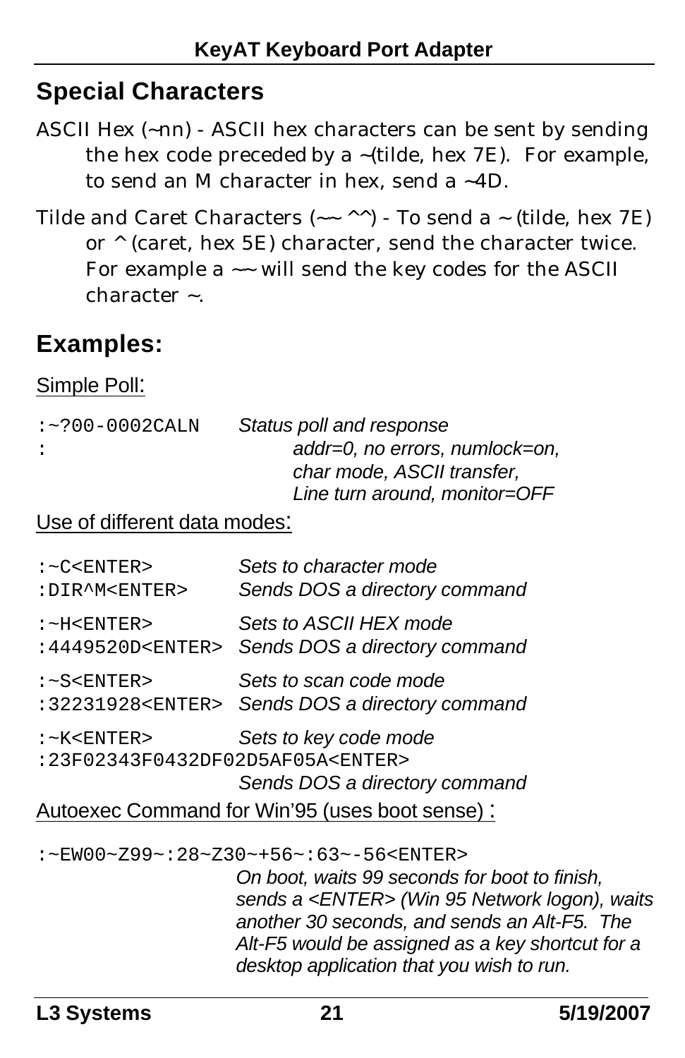## Special Characters

ASCII Hex (~nn) - ASCII hex characters can be sent by sending the hex code preceded by a ~(tilde, hex 7E). For example, to send an M character in hex, send a ~4D.

Tilde and Caret Characters (~~ ^^) - To send a ~ (tilde, hex 7E) or ^ (caret, hex 5E) character, send the character twice. For example a ~~ will send the key codes for the ASCII character ~.

## Examples:

Simple Poll:

```
:~?00-0002CALN      Status poll and response
:                          addr=0, no errors, numlock=on,
                           char mode, ASCII transfer,
                           Line turn around, monitor=OFF
```

Use of different data modes:

```
:~C<ENTER>          Sets to character mode
:DIR^M<ENTER>       Sends DOS a directory command

:~H<ENTER>          Sets to ASCII HEX mode
:4449520D<ENTER>    Sends DOS a directory command

:~S<ENTER>          Sets to scan code mode
:32231928<ENTER>    Sends DOS a directory command

:~K<ENTER>          Sets to key code mode
:23F02343F0432DF02D5AF05A<ENTER>
                    Sends DOS a directory command
```

Autoexec Command for Win'95 (uses boot sense) :

```
:~EW00~Z99~:28~Z30~+56~:63~-56<ENTER>
                    On boot, waits 99 seconds for boot to finish,
                    sends a <ENTER> (Win 95 Network logon), waits
                    another 30 seconds, and sends an Alt-F5. The
                    Alt-F5 would be assigned as a key shortcut for a
                    desktop application that you wish to run.
```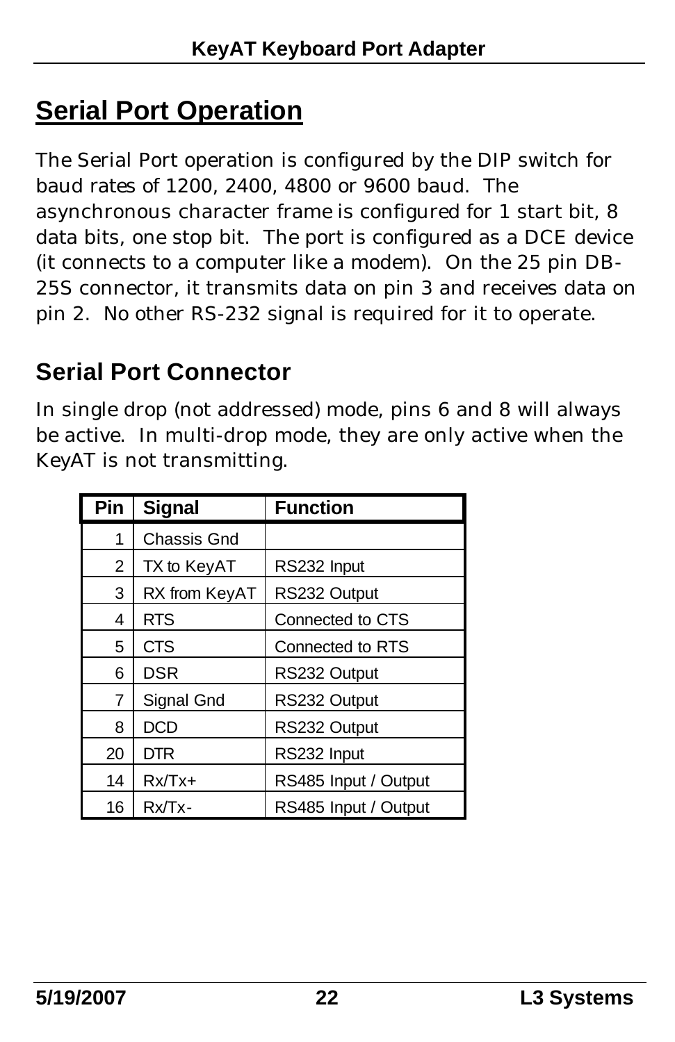## Serial Port Operation

The Serial Port operation is configured by the DIP switch for baud rates of 1200, 2400, 4800 or 9600 baud. The asynchronous character frame is configured for 1 start bit, 8 data bits, one stop bit. The port is configured as a DCE device (it connects to a computer like a modem). On the 25 pin DB-25S connector, it transmits data on pin 3 and receives data on pin 2. No other RS-232 signal is required for it to operate.

### Serial Port Connector

In single drop (not addressed) mode, pins 6 and 8 will always be active. In multi-drop mode, they are only active when the KeyAT is not transmitting.

| Pin | Signal | Function |
|---|---|---|
| 1 | Chassis Gnd | |
| 2 | TX to KeyAT | RS232 Input |
| 3 | RX from KeyAT | RS232 Output |
| 4 | RTS | Connected to CTS |
| 5 | CTS | Connected to RTS |
| 6 | DSR | RS232 Output |
| 7 | Signal Gnd | RS232 Output |
| 8 | DCD | RS232 Output |
| 20 | DTR | RS232 Input |
| 14 | Rx/Tx+ | RS485 Input / Output |
| 16 | Rx/Tx- | RS485 Input / Output |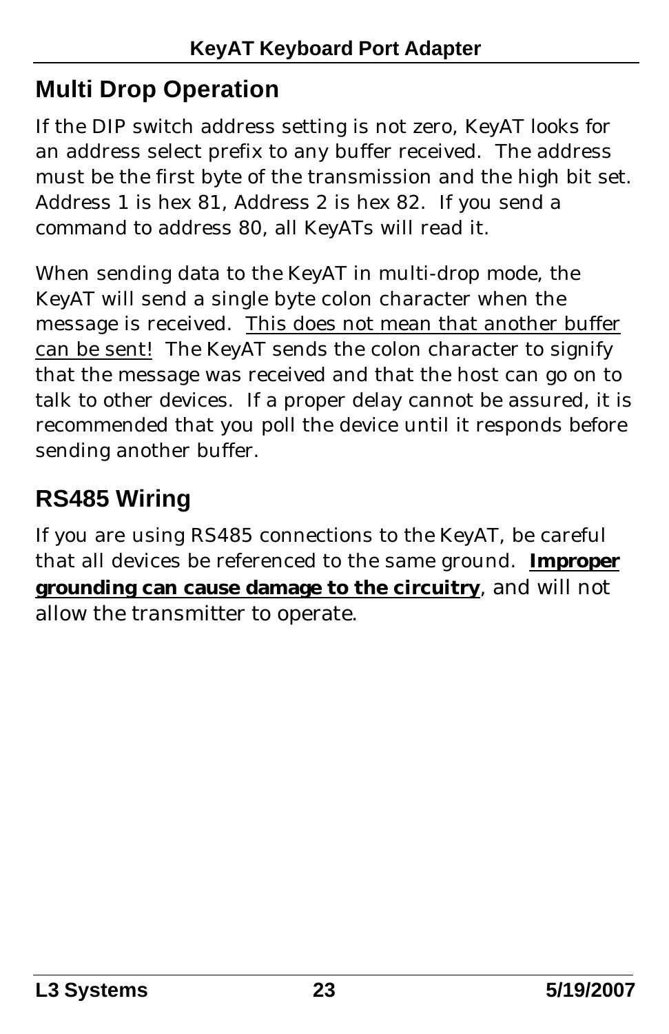## Multi Drop Operation

If the DIP switch address setting is not zero, KeyAT looks for an address select prefix to any buffer received. The address must be the first byte of the transmission and the high bit set. Address 1 is hex 81, Address 2 is hex 82. If you send a command to address 80, all KeyATs will read it.

When sending data to the KeyAT in multi-drop mode, the KeyAT will send a single byte colon character when the message is received. <u>This does not mean that another buffer can be sent!</u> The KeyAT sends the colon character to signify that the message was received and that the host can go on to talk to other devices. If a proper delay cannot be assured, it is recommended that you poll the device until it responds before sending another buffer.

## RS485 Wiring

If you are using RS485 connections to the KeyAT, be careful that all devices be referenced to the same ground. <u>**Improper grounding can cause damage to the circuitry**</u>, and will not allow the transmitter to operate.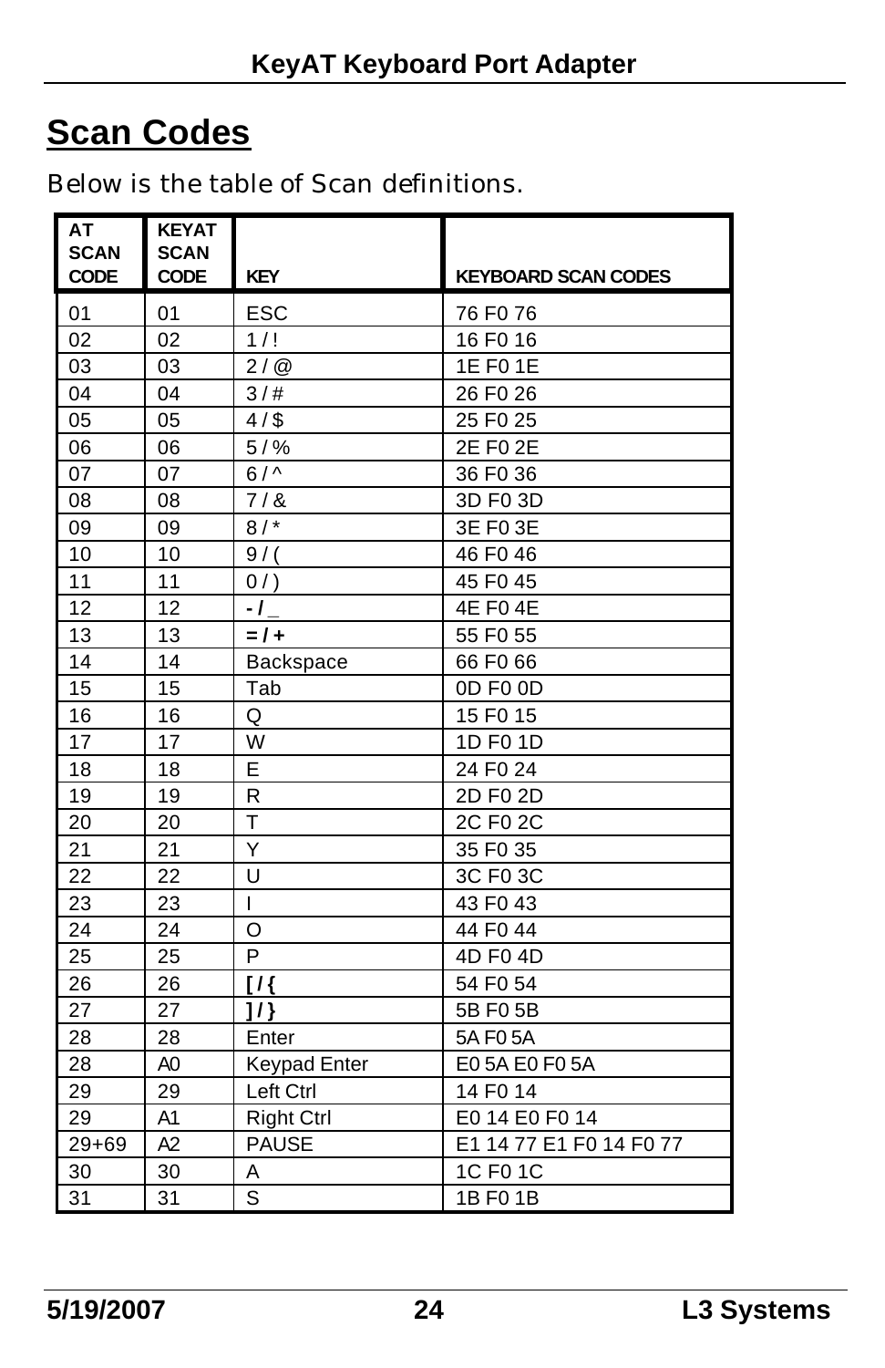## Scan Codes

Below is the table of Scan definitions.

| AT SCAN CODE | KEYAT SCAN CODE | KEY | KEYBOARD SCAN CODES |
|---|---|---|---|
| 01 | 01 | ESC | 76 F0 76 |
| 02 | 02 | 1 / ! | 16 F0 16 |
| 03 | 03 | 2 / @ | 1E F0 1E |
| 04 | 04 | 3 / # | 26 F0 26 |
| 05 | 05 | 4 / $ | 25 F0 25 |
| 06 | 06 | 5 / % | 2E F0 2E |
| 07 | 07 | 6 / ^ | 36 F0 36 |
| 08 | 08 | 7 / & | 3D F0 3D |
| 09 | 09 | 8 / * | 3E F0 3E |
| 10 | 10 | 9 / ( | 46 F0 46 |
| 11 | 11 | 0 / ) | 45 F0 45 |
| 12 | 12 | **- / _** | 4E F0 4E |
| 13 | 13 | **= / +** | 55 F0 55 |
| 14 | 14 | Backspace | 66 F0 66 |
| 15 | 15 | Tab | 0D F0 0D |
| 16 | 16 | Q | 15 F0 15 |
| 17 | 17 | W | 1D F0 1D |
| 18 | 18 | E | 24 F0 24 |
| 19 | 19 | R | 2D F0 2D |
| 20 | 20 | T | 2C F0 2C |
| 21 | 21 | Y | 35 F0 35 |
| 22 | 22 | U | 3C F0 3C |
| 23 | 23 | I | 43 F0 43 |
| 24 | 24 | O | 44 F0 44 |
| 25 | 25 | P | 4D F0 4D |
| 26 | 26 | **[ / {** | 54 F0 54 |
| 27 | 27 | **] / }** | 5B F0 5B |
| 28 | 28 | Enter | 5A F0 5A |
| 28 | A0 | Keypad Enter | E0 5A E0 F0 5A |
| 29 | 29 | Left Ctrl | 14 F0 14 |
| 29 | A1 | Right Ctrl | E0 14 E0 F0 14 |
| 29+69 | A2 | PAUSE | E1 14 77 E1 F0 14 F0 77 |
| 30 | 30 | A | 1C F0 1C |
| 31 | 31 | S | 1B F0 1B |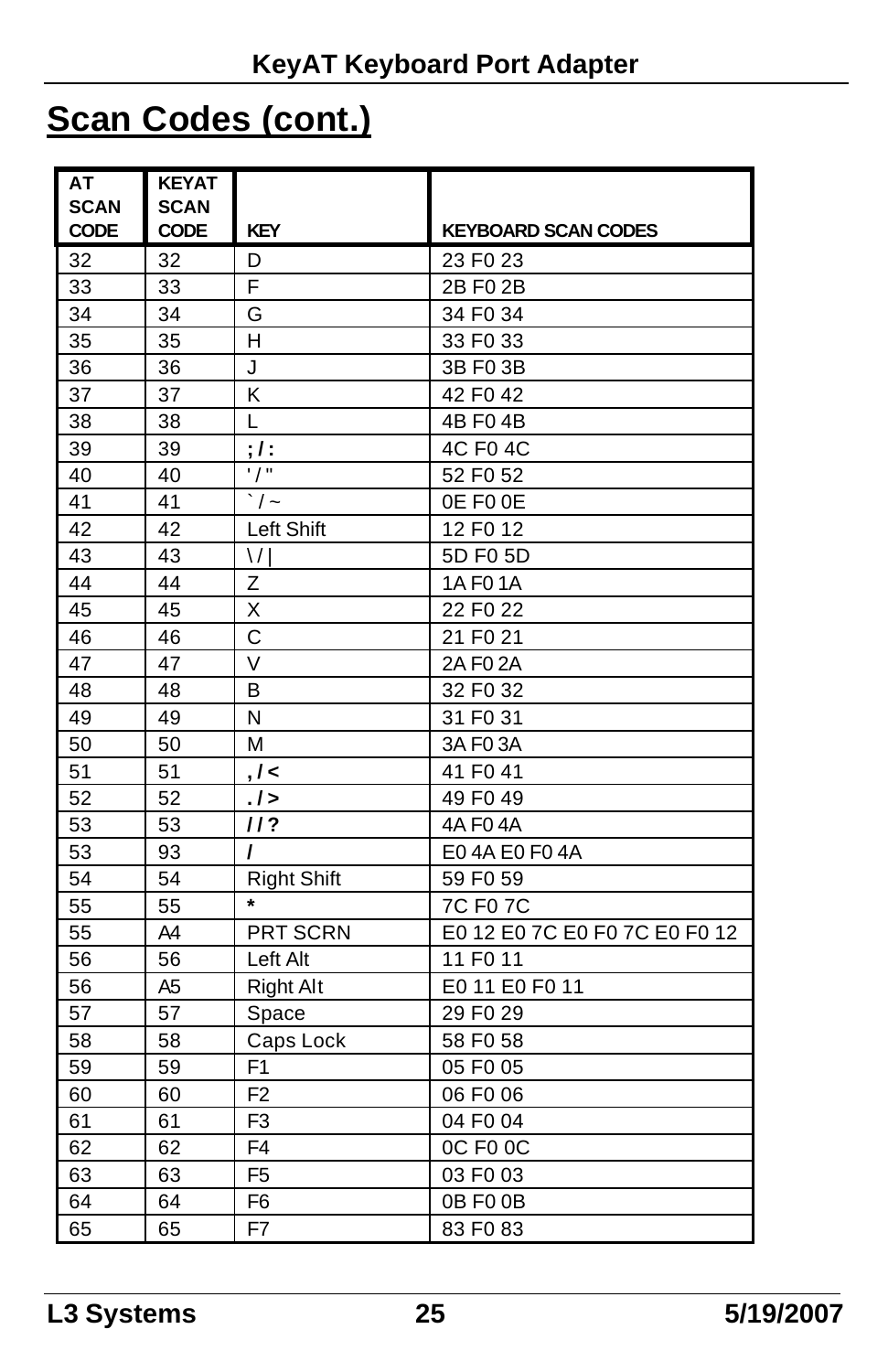## Scan Codes (cont.)

| AT SCAN CODE | KEYAT SCAN CODE | KEY | KEYBOARD SCAN CODES |
|---|---|---|---|
| 32 | 32 | D | 23 F0 23 |
| 33 | 33 | F | 2B F0 2B |
| 34 | 34 | G | 34 F0 34 |
| 35 | 35 | H | 33 F0 33 |
| 36 | 36 | J | 3B F0 3B |
| 37 | 37 | K | 42 F0 42 |
| 38 | 38 | L | 4B F0 4B |
| 39 | 39 | **; / :** | 4C F0 4C |
| 40 | 40 | ' / " | 52 F0 52 |
| 41 | 41 | ` / ~ | 0E F0 0E |
| 42 | 42 | Left Shift | 12 F0 12 |
| 43 | 43 | \ / \| | 5D F0 5D |
| 44 | 44 | Z | 1A F0 1A |
| 45 | 45 | X | 22 F0 22 |
| 46 | 46 | C | 21 F0 21 |
| 47 | 47 | V | 2A F0 2A |
| 48 | 48 | B | 32 F0 32 |
| 49 | 49 | N | 31 F0 31 |
| 50 | 50 | M | 3A F0 3A |
| 51 | 51 | **, / <** | 41 F0 41 |
| 52 | 52 | **. / >** | 49 F0 49 |
| 53 | 53 | **/ / ?** | 4A F0 4A |
| 53 | 93 | **/** | E0 4A E0 F0 4A |
| 54 | 54 | Right Shift | 59 F0 59 |
| 55 | 55 | * | 7C F0 7C |
| 55 | A4 | PRT SCRN | E0 12 E0 7C E0 F0 7C E0 F0 12 |
| 56 | 56 | Left Alt | 11 F0 11 |
| 56 | A5 | Right Alt | E0 11 E0 F0 11 |
| 57 | 57 | Space | 29 F0 29 |
| 58 | 58 | Caps Lock | 58 F0 58 |
| 59 | 59 | F1 | 05 F0 05 |
| 60 | 60 | F2 | 06 F0 06 |
| 61 | 61 | F3 | 04 F0 04 |
| 62 | 62 | F4 | 0C F0 0C |
| 63 | 63 | F5 | 03 F0 03 |
| 64 | 64 | F6 | 0B F0 0B |
| 65 | 65 | F7 | 83 F0 83 |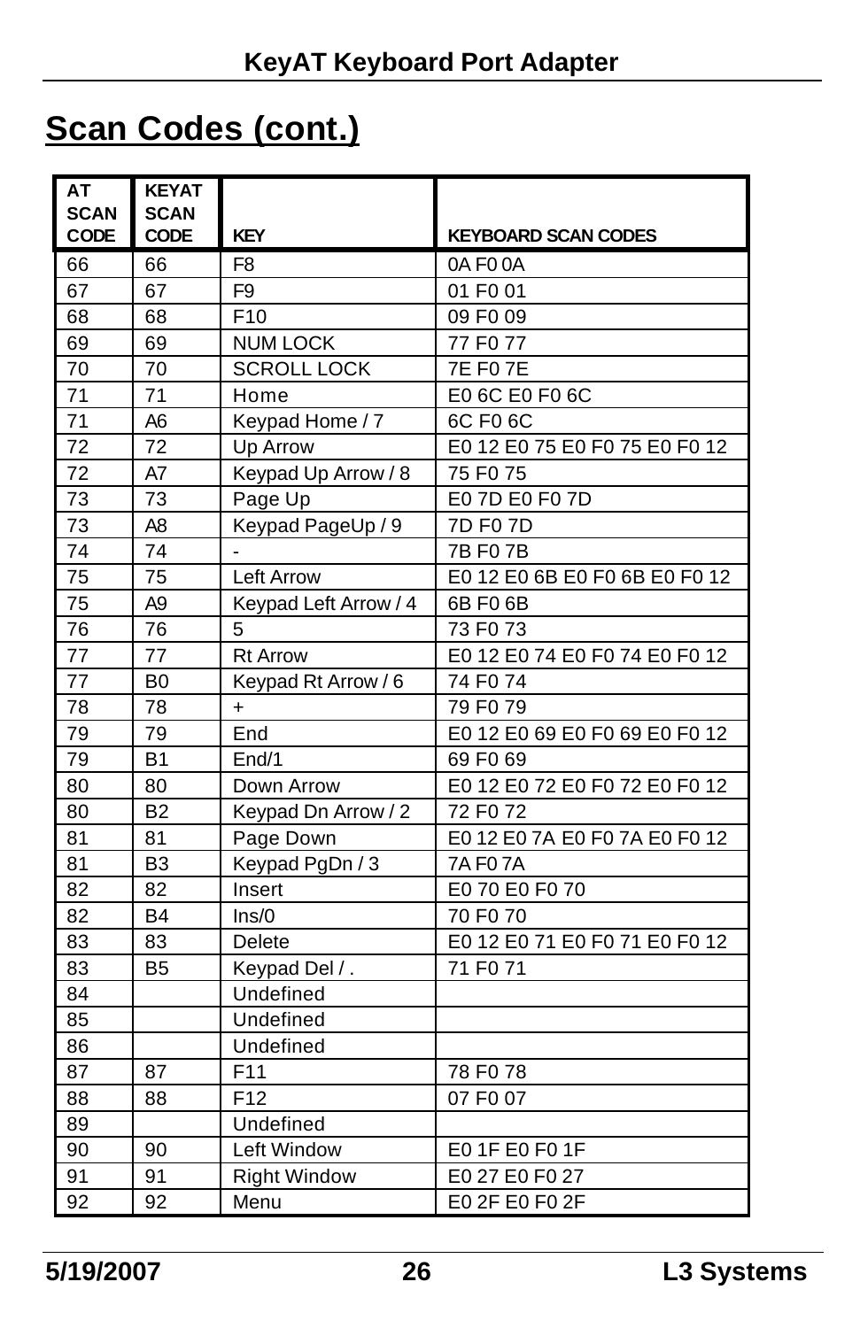## Scan Codes (cont.)

| AT SCAN CODE | KEYAT SCAN CODE | KEY | KEYBOARD SCAN CODES |
|---|---|---|---|
| 66 | 66 | F8 | 0A F0 0A |
| 67 | 67 | F9 | 01 F0 01 |
| 68 | 68 | F10 | 09 F0 09 |
| 69 | 69 | NUM LOCK | 77 F0 77 |
| 70 | 70 | SCROLL LOCK | 7E F0 7E |
| 71 | 71 | Home | E0 6C E0 F0 6C |
| 71 | A6 | Keypad Home / 7 | 6C F0 6C |
| 72 | 72 | Up Arrow | E0 12 E0 75 E0 F0 75 E0 F0 12 |
| 72 | A7 | Keypad Up Arrow / 8 | 75 F0 75 |
| 73 | 73 | Page Up | E0 7D E0 F0 7D |
| 73 | A8 | Keypad PageUp / 9 | 7D F0 7D |
| 74 | 74 | - | 7B F0 7B |
| 75 | 75 | Left Arrow | E0 12 E0 6B E0 F0 6B E0 F0 12 |
| 75 | A9 | Keypad Left Arrow / 4 | 6B F0 6B |
| 76 | 76 | 5 | 73 F0 73 |
| 77 | 77 | Rt Arrow | E0 12 E0 74 E0 F0 74 E0 F0 12 |
| 77 | B0 | Keypad Rt Arrow / 6 | 74 F0 74 |
| 78 | 78 | + | 79 F0 79 |
| 79 | 79 | End | E0 12 E0 69 E0 F0 69 E0 F0 12 |
| 79 | B1 | End/1 | 69 F0 69 |
| 80 | 80 | Down Arrow | E0 12 E0 72 E0 F0 72 E0 F0 12 |
| 80 | B2 | Keypad Dn Arrow / 2 | 72 F0 72 |
| 81 | 81 | Page Down | E0 12 E0 7A E0 F0 7A E0 F0 12 |
| 81 | B3 | Keypad PgDn / 3 | 7A F0 7A |
| 82 | 82 | Insert | E0 70 E0 F0 70 |
| 82 | B4 | Ins/0 | 70 F0 70 |
| 83 | 83 | Delete | E0 12 E0 71 E0 F0 71 E0 F0 12 |
| 83 | B5 | Keypad Del / . | 71 F0 71 |
| 84 | | Undefined | |
| 85 | | Undefined | |
| 86 | | Undefined | |
| 87 | 87 | F11 | 78 F0 78 |
| 88 | 88 | F12 | 07 F0 07 |
| 89 | | Undefined | |
| 90 | 90 | Left Window | E0 1F E0 F0 1F |
| 91 | 91 | Right Window | E0 27 E0 F0 27 |
| 92 | 92 | Menu | E0 2F E0 F0 2F |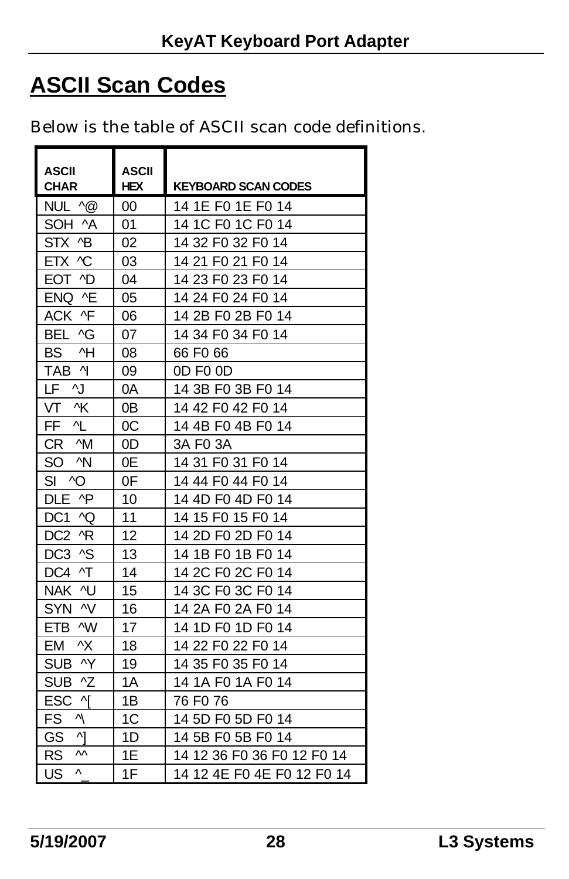## ASCII Scan Codes

Below is the table of ASCII scan code definitions.

| ASCII CHAR | ASCII HEX | KEYBOARD SCAN CODES |
|---|---|---|
| NUL ^@ | 00 | 14 1E F0 1E F0 14 |
| SOH ^A | 01 | 14 1C F0 1C F0 14 |
| STX ^B | 02 | 14 32 F0 32 F0 14 |
| ETX ^C | 03 | 14 21 F0 21 F0 14 |
| EOT ^D | 04 | 14 23 F0 23 F0 14 |
| ENQ ^E | 05 | 14 24 F0 24 F0 14 |
| ACK ^F | 06 | 14 2B F0 2B F0 14 |
| BEL ^G | 07 | 14 34 F0 34 F0 14 |
| BS ^H | 08 | 66 F0 66 |
| TAB ^I | 09 | 0D F0 0D |
| LF ^J | 0A | 14 3B F0 3B F0 14 |
| VT ^K | 0B | 14 42 F0 42 F0 14 |
| FF ^L | 0C | 14 4B F0 4B F0 14 |
| CR ^M | 0D | 3A F0 3A |
| SO ^N | 0E | 14 31 F0 31 F0 14 |
| SI ^O | 0F | 14 44 F0 44 F0 14 |
| DLE ^P | 10 | 14 4D F0 4D F0 14 |
| DC1 ^Q | 11 | 14 15 F0 15 F0 14 |
| DC2 ^R | 12 | 14 2D F0 2D F0 14 |
| DC3 ^S | 13 | 14 1B F0 1B F0 14 |
| DC4 ^T | 14 | 14 2C F0 2C F0 14 |
| NAK ^U | 15 | 14 3C F0 3C F0 14 |
| SYN ^V | 16 | 14 2A F0 2A F0 14 |
| ETB ^W | 17 | 14 1D F0 1D F0 14 |
| EM ^X | 18 | 14 22 F0 22 F0 14 |
| SUB ^Y | 19 | 14 35 F0 35 F0 14 |
| SUB ^Z | 1A | 14 1A F0 1A F0 14 |
| ESC ^[ | 1B | 76 F0 76 |
| FS ^\ | 1C | 14 5D F0 5D F0 14 |
| GS ^] | 1D | 14 5B F0 5B F0 14 |
| RS ^^ | 1E | 14 12 36 F0 36 F0 12 F0 14 |
| US ^_ | 1F | 14 12 4E F0 4E F0 12 F0 14 |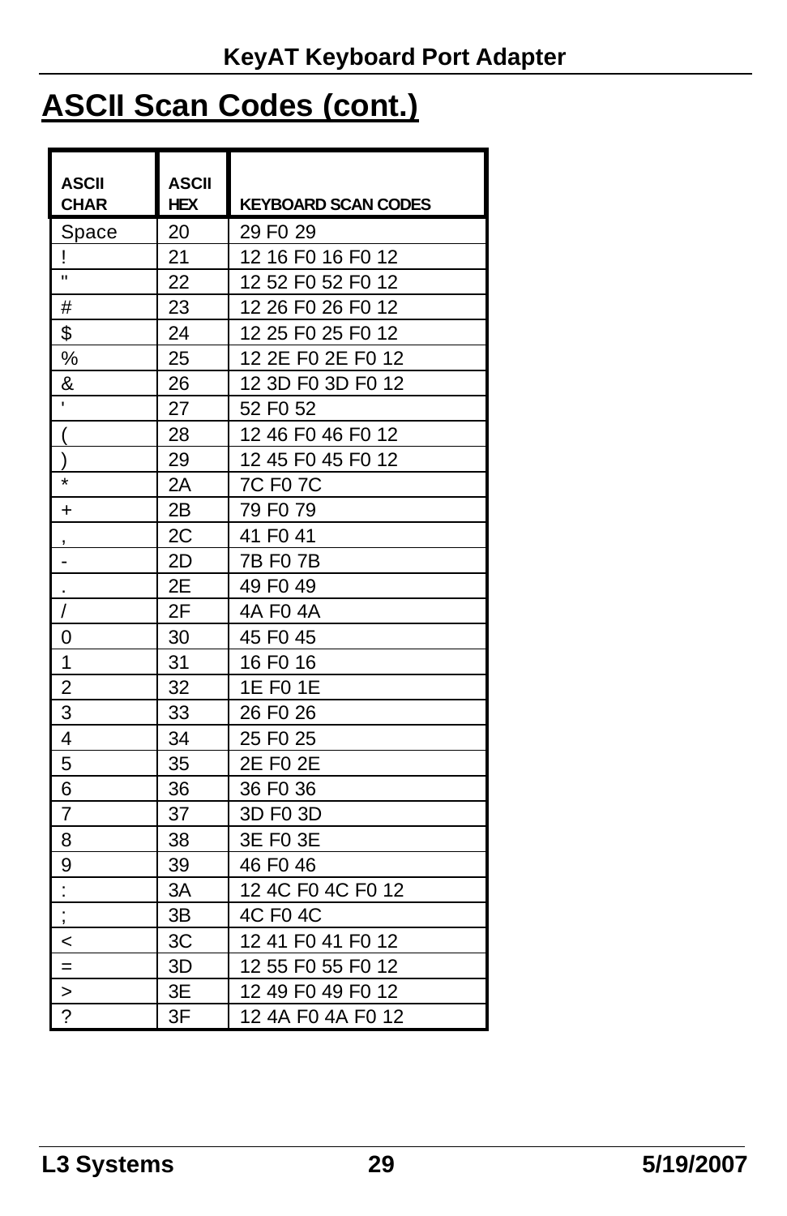## ASCII Scan Codes (cont.)

| ASCII CHAR | ASCII HEX | KEYBOARD SCAN CODES |
|---|---|---|
| Space | 20 | 29 F0 29 |
| ! | 21 | 12 16 F0 16 F0 12 |
| " | 22 | 12 52 F0 52 F0 12 |
| # | 23 | 12 26 F0 26 F0 12 |
| $ | 24 | 12 25 F0 25 F0 12 |
| % | 25 | 12 2E F0 2E F0 12 |
| & | 26 | 12 3D F0 3D F0 12 |
| ' | 27 | 52 F0 52 |
| ( | 28 | 12 46 F0 46 F0 12 |
| ) | 29 | 12 45 F0 45 F0 12 |
| * | 2A | 7C F0 7C |
| + | 2B | 79 F0 79 |
| , | 2C | 41 F0 41 |
| - | 2D | 7B F0 7B |
| . | 2E | 49 F0 49 |
| / | 2F | 4A F0 4A |
| 0 | 30 | 45 F0 45 |
| 1 | 31 | 16 F0 16 |
| 2 | 32 | 1E F0 1E |
| 3 | 33 | 26 F0 26 |
| 4 | 34 | 25 F0 25 |
| 5 | 35 | 2E F0 2E |
| 6 | 36 | 36 F0 36 |
| 7 | 37 | 3D F0 3D |
| 8 | 38 | 3E F0 3E |
| 9 | 39 | 46 F0 46 |
| : | 3A | 12 4C F0 4C F0 12 |
| ; | 3B | 4C F0 4C |
| < | 3C | 12 41 F0 41 F0 12 |
| = | 3D | 12 55 F0 55 F0 12 |
| > | 3E | 12 49 F0 49 F0 12 |
| ? | 3F | 12 4A F0 4A F0 12 |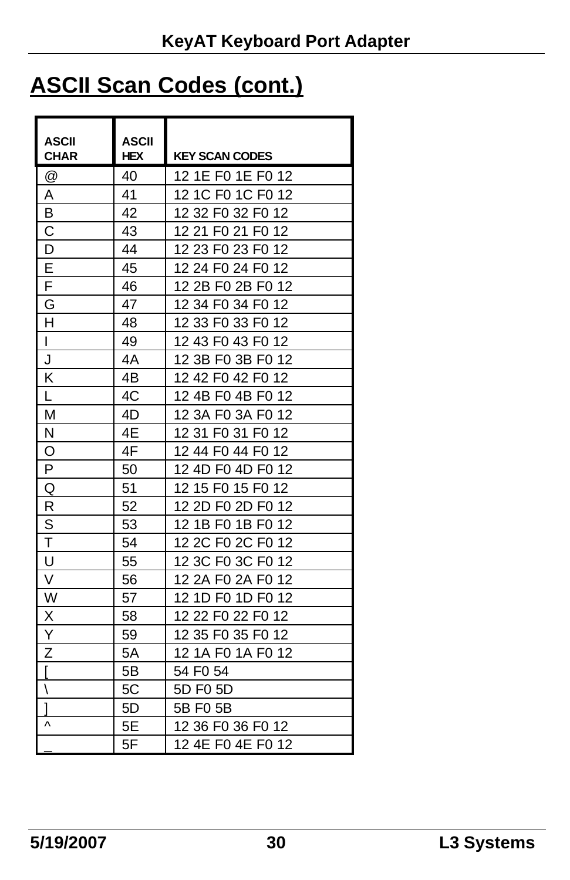## ASCII Scan Codes (cont.)

| ASCII CHAR | ASCII HEX | KEY SCAN CODES |
|---|---|---|
| @ | 40 | 12 1E F0 1E F0 12 |
| A | 41 | 12 1C F0 1C F0 12 |
| B | 42 | 12 32 F0 32 F0 12 |
| C | 43 | 12 21 F0 21 F0 12 |
| D | 44 | 12 23 F0 23 F0 12 |
| E | 45 | 12 24 F0 24 F0 12 |
| F | 46 | 12 2B F0 2B F0 12 |
| G | 47 | 12 34 F0 34 F0 12 |
| H | 48 | 12 33 F0 33 F0 12 |
| I | 49 | 12 43 F0 43 F0 12 |
| J | 4A | 12 3B F0 3B F0 12 |
| K | 4B | 12 42 F0 42 F0 12 |
| L | 4C | 12 4B F0 4B F0 12 |
| M | 4D | 12 3A F0 3A F0 12 |
| N | 4E | 12 31 F0 31 F0 12 |
| O | 4F | 12 44 F0 44 F0 12 |
| P | 50 | 12 4D F0 4D F0 12 |
| Q | 51 | 12 15 F0 15 F0 12 |
| R | 52 | 12 2D F0 2D F0 12 |
| S | 53 | 12 1B F0 1B F0 12 |
| T | 54 | 12 2C F0 2C F0 12 |
| U | 55 | 12 3C F0 3C F0 12 |
| V | 56 | 12 2A F0 2A F0 12 |
| W | 57 | 12 1D F0 1D F0 12 |
| X | 58 | 12 22 F0 22 F0 12 |
| Y | 59 | 12 35 F0 35 F0 12 |
| Z | 5A | 12 1A F0 1A F0 12 |
| [ | 5B | 54 F0 54 |
| \ | 5C | 5D F0 5D |
| ] | 5D | 5B F0 5B |
| ^ | 5E | 12 36 F0 36 F0 12 |
| _ | 5F | 12 4E F0 4E F0 12 |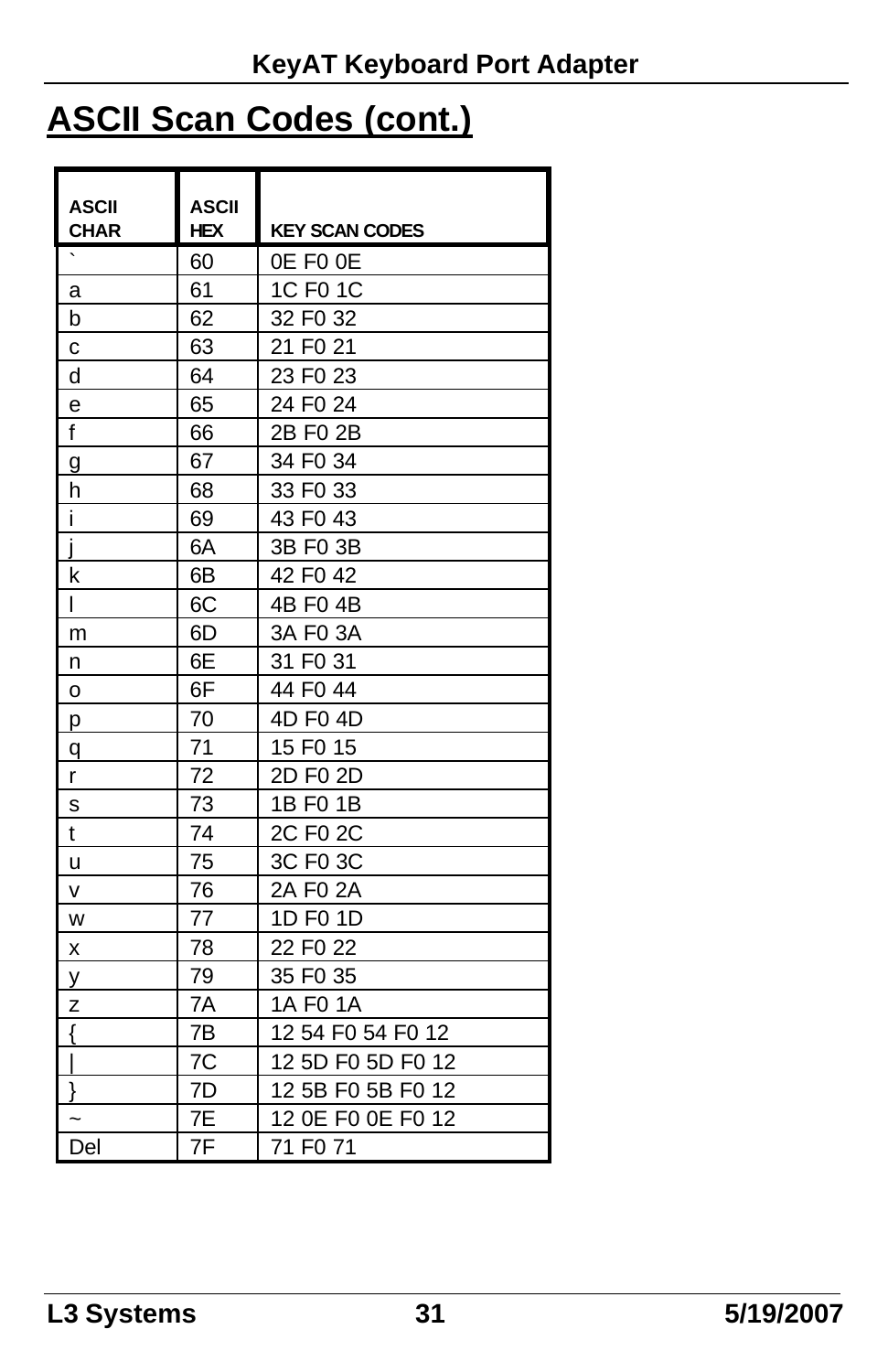## ASCII Scan Codes (cont.)

| ASCII CHAR | ASCII HEX | KEY SCAN CODES |
|---|---|---|
| ` | 60 | 0E F0 0E |
| a | 61 | 1C F0 1C |
| b | 62 | 32 F0 32 |
| c | 63 | 21 F0 21 |
| d | 64 | 23 F0 23 |
| e | 65 | 24 F0 24 |
| f | 66 | 2B F0 2B |
| g | 67 | 34 F0 34 |
| h | 68 | 33 F0 33 |
| i | 69 | 43 F0 43 |
| j | 6A | 3B F0 3B |
| k | 6B | 42 F0 42 |
| l | 6C | 4B F0 4B |
| m | 6D | 3A F0 3A |
| n | 6E | 31 F0 31 |
| o | 6F | 44 F0 44 |
| p | 70 | 4D F0 4D |
| q | 71 | 15 F0 15 |
| r | 72 | 2D F0 2D |
| s | 73 | 1B F0 1B |
| t | 74 | 2C F0 2C |
| u | 75 | 3C F0 3C |
| v | 76 | 2A F0 2A |
| w | 77 | 1D F0 1D |
| x | 78 | 22 F0 22 |
| y | 79 | 35 F0 35 |
| z | 7A | 1A F0 1A |
| { | 7B | 12 54 F0 54 F0 12 |
| \| | 7C | 12 5D F0 5D F0 12 |
| } | 7D | 12 5B F0 5B F0 12 |
| ~ | 7E | 12 0E F0 0E F0 12 |
| Del | 7F | 71 F0 71 |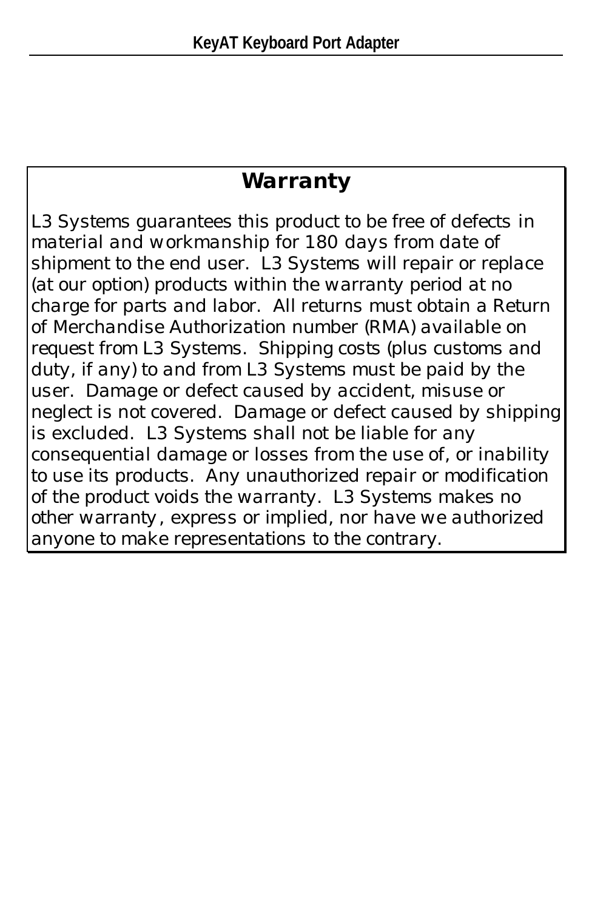## Warranty

L3 Systems guarantees this product to be free of defects in material and workmanship for 180 days from date of shipment to the end user. L3 Systems will repair or replace (at our option) products within the warranty period at no charge for parts and labor. All returns must obtain a Return of Merchandise Authorization number (RMA) available on request from L3 Systems. Shipping costs (plus customs and duty, if any) to and from L3 Systems must be paid by the user. Damage or defect caused by accident, misuse or neglect is not covered. Damage or defect caused by shipping is excluded. L3 Systems shall not be liable for any consequential damage or losses from the use of, or inability to use its products. Any unauthorized repair or modification of the product voids the warranty. L3 Systems makes no other warranty, express or implied, nor have we authorized anyone to make representations to the contrary.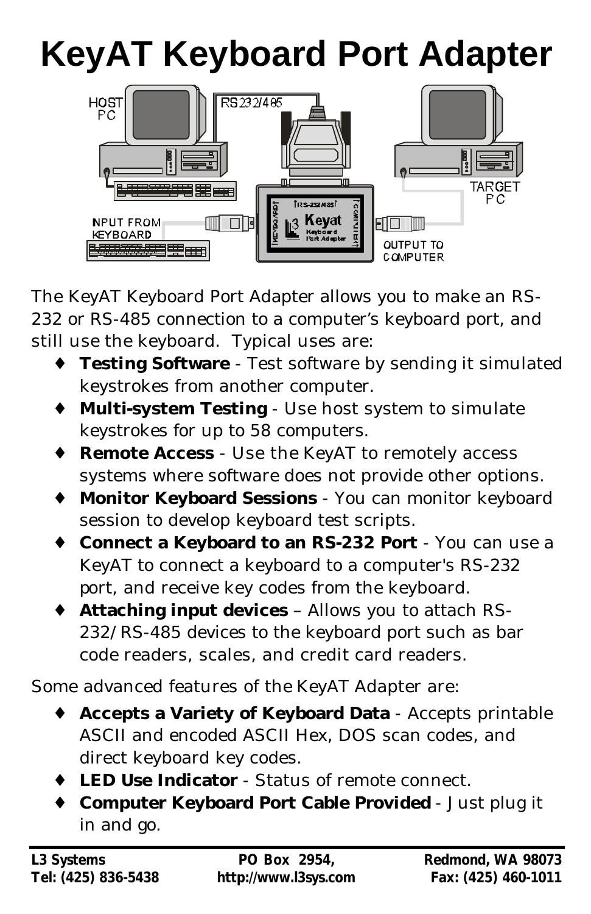# KeyAT Keyboard Port Adapter

HOST PC

RS232/485

TARGET PC

INPUT FROM KEYBOARD

OUTPUT TO COMPUTER

The KeyAT Keyboard Port Adapter allows you to make an RS-232 or RS-485 connection to a computer's keyboard port, and still use the keyboard. Typical uses are:

- **Testing Software** - Test software by sending it simulated keystrokes from another computer.
- **Multi-system Testing** - Use host system to simulate keystrokes for up to 58 computers.
- **Remote Access** - Use the KeyAT to remotely access systems where software does not provide other options.
- **Monitor Keyboard Sessions** - You can monitor keyboard session to develop keyboard test scripts.
- **Connect a Keyboard to an RS-232 Port** - You can use a KeyAT to connect a keyboard to a computer's RS-232 port, and receive key codes from the keyboard.
- **Attaching input devices** – Allows you to attach RS-232/RS-485 devices to the keyboard port such as bar code readers, scales, and credit card readers.

Some advanced features of the KeyAT Adapter are:

- **Accepts a Variety of Keyboard Data** - Accepts printable ASCII and encoded ASCII Hex, DOS scan codes, and direct keyboard key codes.
- **LED Use Indicator** - Status of remote connect.
- **Computer Keyboard Port Cable Provided** - Just plug it in and go.

**L3 Systems** **PO Box 2954,** **Redmond, WA 98073**
**Tel: (425) 836-5438** **http://www.l3sys.com** **Fax: (425) 460-1011**